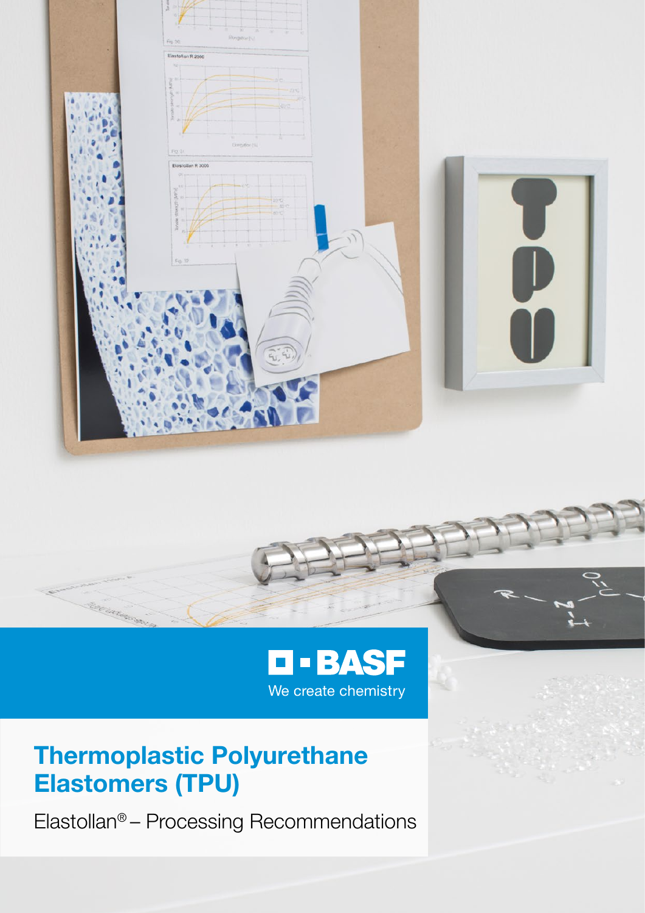BASF

We create chemistry

# Thermoplastic Polyurethane Elastomers (TPU)

Elastollan® – Processing Recommendations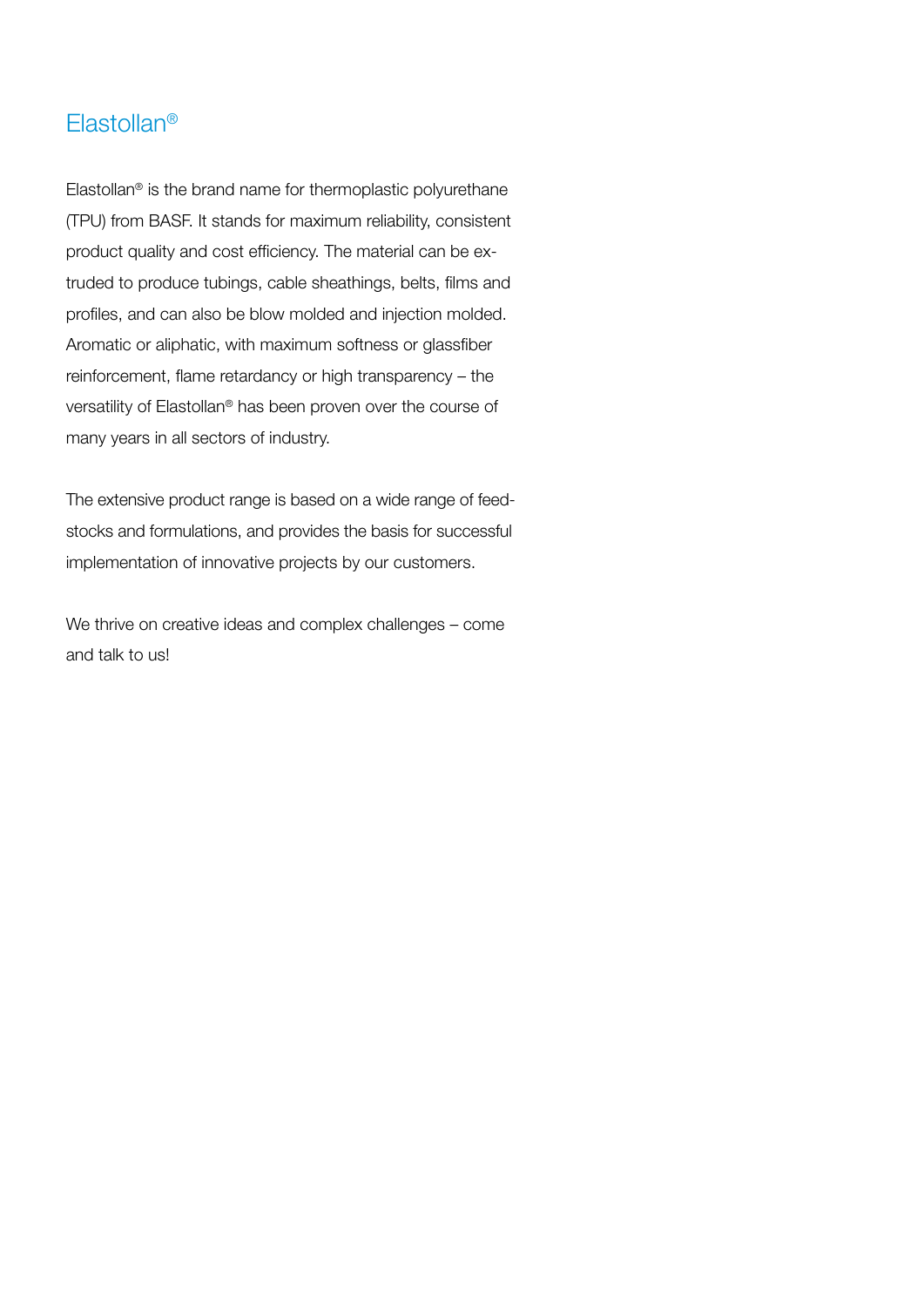# Elastollan®

Elastollan® is the brand name for thermoplastic polyurethane (TPU) from BASF. It stands for maximum reliability, consistent product quality and cost efficiency. The material can be extruded to produce tubings, cable sheathings, belts, films and profiles, and can also be blow molded and injection molded. Aromatic or aliphatic, with maximum softness or glassfiber reinforcement, flame retardancy or high transparency – the versatility of Elastollan® has been proven over the course of many years in all sectors of industry.

The extensive product range is based on a wide range of feedstocks and formulations, and provides the basis for successful implementation of innovative projects by our customers.

We thrive on creative ideas and complex challenges – come and talk to us!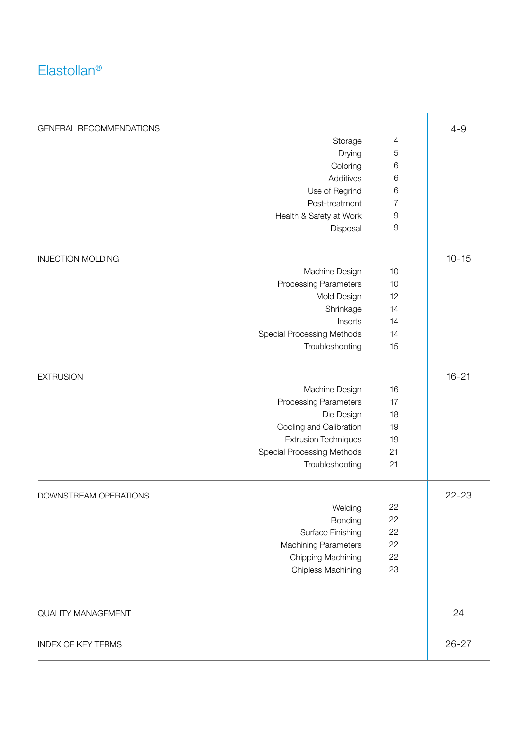# Elastollan®

| | | |
|---|---|---|
| GENERAL RECOMMENDATIONS | | 4-9 |
| Storage | 4 | |
| Drying | 5 | |
| Coloring | 6 | |
| Additives | 6 | |
| Use of Regrind | 6 | |
| Post-treatment | 7 | |
| Health & Safety at Work | 9 | |
| Disposal | 9 | |
| INJECTION MOLDING | | 10-15 |
| Machine Design | 10 | |
| Processing Parameters | 10 | |
| Mold Design | 12 | |
| Shrinkage | 14 | |
| Inserts | 14 | |
| Special Processing Methods | 14 | |
| Troubleshooting | 15 | |
| EXTRUSION | | 16-21 |
| Machine Design | 16 | |
| Processing Parameters | 17 | |
| Die Design | 18 | |
| Cooling and Calibration | 19 | |
| Extrusion Techniques | 19 | |
| Special Processing Methods | 21 | |
| Troubleshooting | 21 | |
| DOWNSTREAM OPERATIONS | | 22-23 |
| Welding | 22 | |
| Bonding | 22 | |
| Surface Finishing | 22 | |
| Machining Parameters | 22 | |
| Chipping Machining | 22 | |
| Chipless Machining | 23 | |
| QUALITY MANAGEMENT | | 24 |
| INDEX OF KEY TERMS | | 26-27 |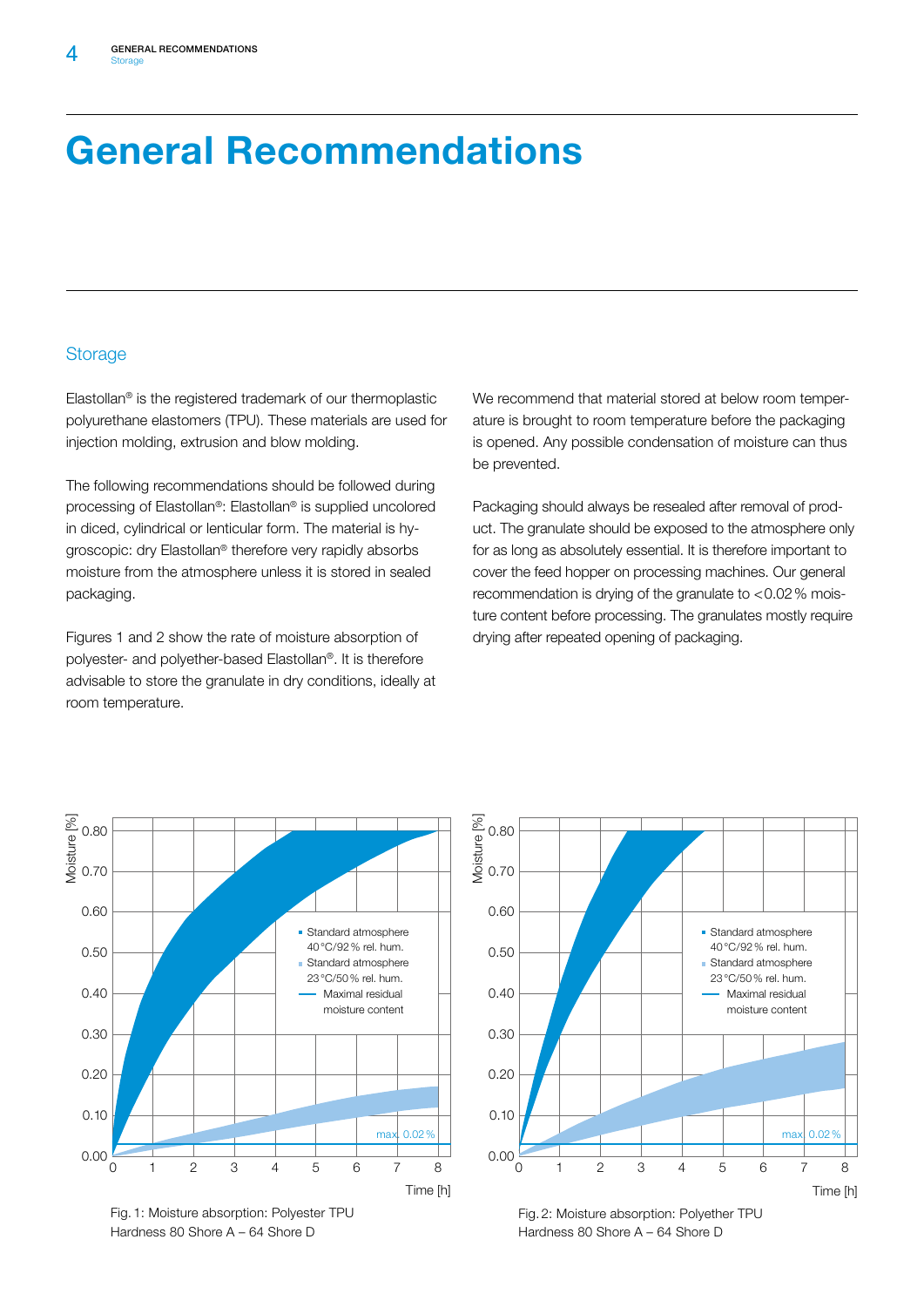# General Recommendations

## Storage

Elastollan® is the registered trademark of our thermoplastic polyurethane elastomers (TPU). These materials are used for injection molding, extrusion and blow molding.

The following recommendations should be followed during processing of Elastollan®: Elastollan® is supplied uncolored in diced, cylindrical or lenticular form. The material is hygroscopic: dry Elastollan® therefore very rapidly absorbs moisture from the atmosphere unless it is stored in sealed packaging.

Figures 1 and 2 show the rate of moisture absorption of polyester- and polyether-based Elastollan®. It is therefore advisable to store the granulate in dry conditions, ideally at room temperature.

We recommend that material stored at below room temperature is brought to room temperature before the packaging is opened. Any possible condensation of moisture can thus be prevented.

Packaging should always be resealed after removal of product. The granulate should be exposed to the atmosphere only for as long as absolutely essential. It is therefore important to cover the feed hopper on processing machines. Our general recommendation is drying of the granulate to <0.02 % moisture content before processing. The granulates mostly require drying after repeated opening of packaging.

Fig. 1: Moisture absorption: Polyester TPU
Hardness 80 Shore A – 64 Shore D

Fig. 2: Moisture absorption: Polyether TPU
Hardness 80 Shore A – 64 Shore D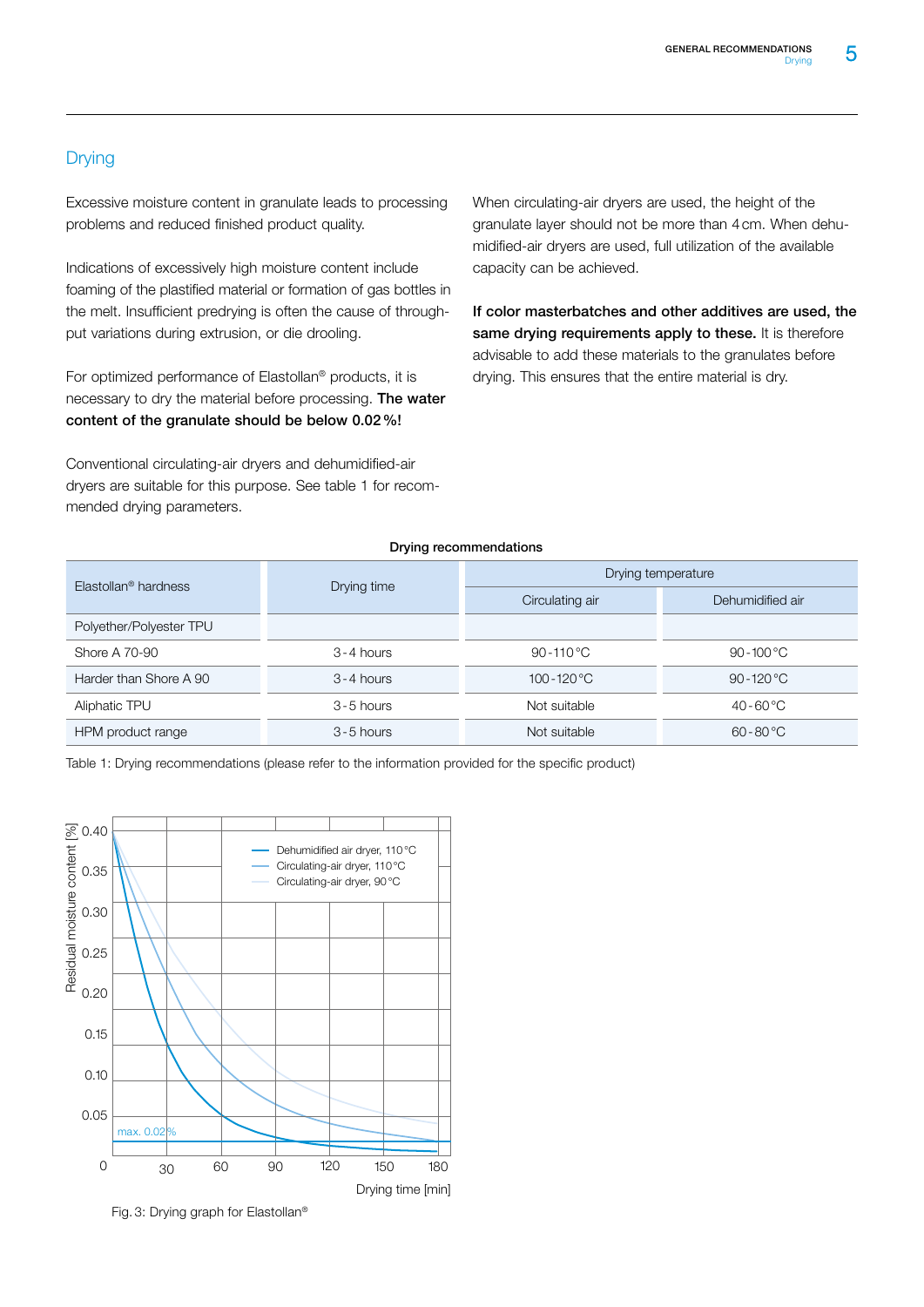## Drying

Excessive moisture content in granulate leads to processing problems and reduced finished product quality.

Indications of excessively high moisture content include foaming of the plastified material or formation of gas bottles in the melt. Insufficient predrying is often the cause of throughput variations during extrusion, or die drooling.

For optimized performance of Elastollan® products, it is necessary to dry the material before processing. **The water content of the granulate should be below 0.02 %!**

Conventional circulating-air dryers and dehumidified-air dryers are suitable for this purpose. See table 1 for recommended drying parameters.

When circulating-air dryers are used, the height of the granulate layer should not be more than 4 cm. When dehumidified-air dryers are used, full utilization of the available capacity can be achieved.

**If color masterbatches and other additives are used, the same drying requirements apply to these.** It is therefore advisable to add these materials to the granulates before drying. This ensures that the entire material is dry.

**Drying recommendations**

| Elastollan® hardness | Drying time | Drying temperature | |
|---|---|---|---|
| | | Circulating air | Dehumidified air |
| Polyether/Polyester TPU | | | |
| Shore A 70-90 | 3-4 hours | 90-110 °C | 90-100 °C |
| Harder than Shore A 90 | 3-4 hours | 100-120 °C | 90-120 °C |
| Aliphatic TPU | 3-5 hours | Not suitable | 40-60 °C |
| HPM product range | 3-5 hours | Not suitable | 60-80 °C |

Table 1: Drying recommendations (please refer to the information provided for the specific product)

Fig. 3: Drying graph for Elastollan®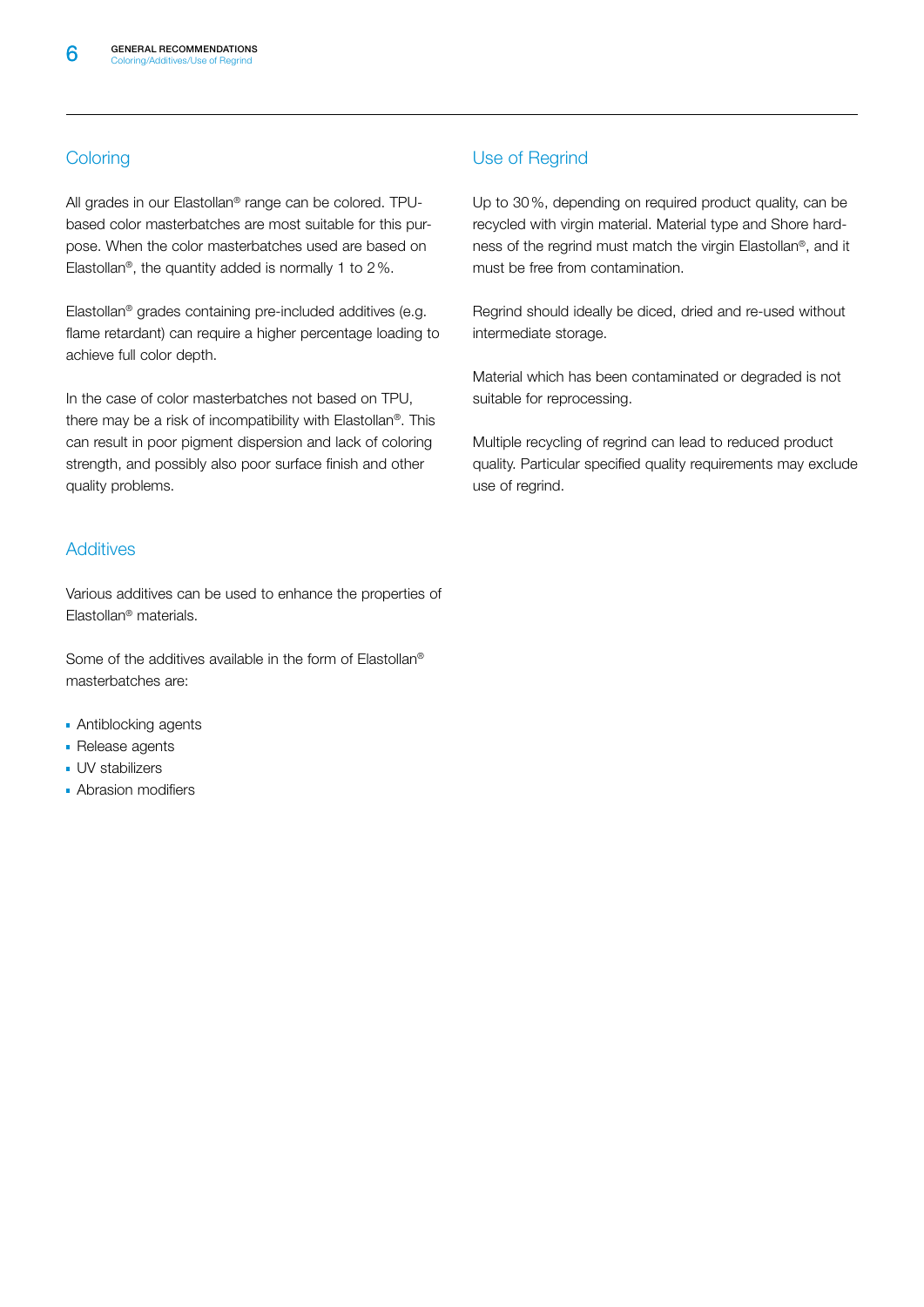## Coloring

All grades in our Elastollan® range can be colored. TPU-based color masterbatches are most suitable for this purpose. When the color masterbatches used are based on Elastollan®, the quantity added is normally 1 to 2 %.

Elastollan® grades containing pre-included additives (e.g. flame retardant) can require a higher percentage loading to achieve full color depth.

In the case of color masterbatches not based on TPU, there may be a risk of incompatibility with Elastollan®. This can result in poor pigment dispersion and lack of coloring strength, and possibly also poor surface finish and other quality problems.

## Additives

Various additives can be used to enhance the properties of Elastollan® materials.

Some of the additives available in the form of Elastollan® masterbatches are:

- Antiblocking agents
- Release agents
- UV stabilizers
- Abrasion modifiers

## Use of Regrind

Up to 30 %, depending on required product quality, can be recycled with virgin material. Material type and Shore hardness of the regrind must match the virgin Elastollan®, and it must be free from contamination.

Regrind should ideally be diced, dried and re-used without intermediate storage.

Material which has been contaminated or degraded is not suitable for reprocessing.

Multiple recycling of regrind can lead to reduced product quality. Particular specified quality requirements may exclude use of regrind.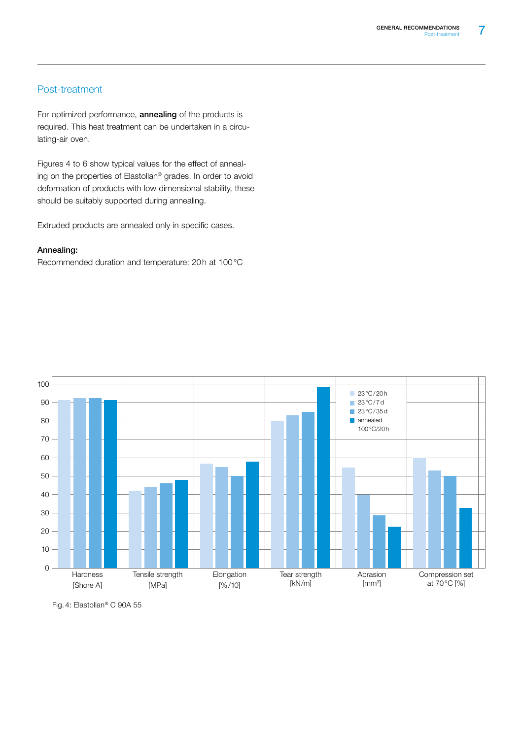## Post-treatment

For optimized performance, **annealing** of the products is required. This heat treatment can be undertaken in a circulating-air oven.

Figures 4 to 6 show typical values for the effect of annealing on the properties of Elastollan® grades. In order to avoid deformation of products with low dimensional stability, these should be suitably supported during annealing.

Extruded products are annealed only in specific cases.

**Annealing:**
Recommended duration and temperature: 20 h at 100 °C

Fig. 4: Elastollan® C 90A 55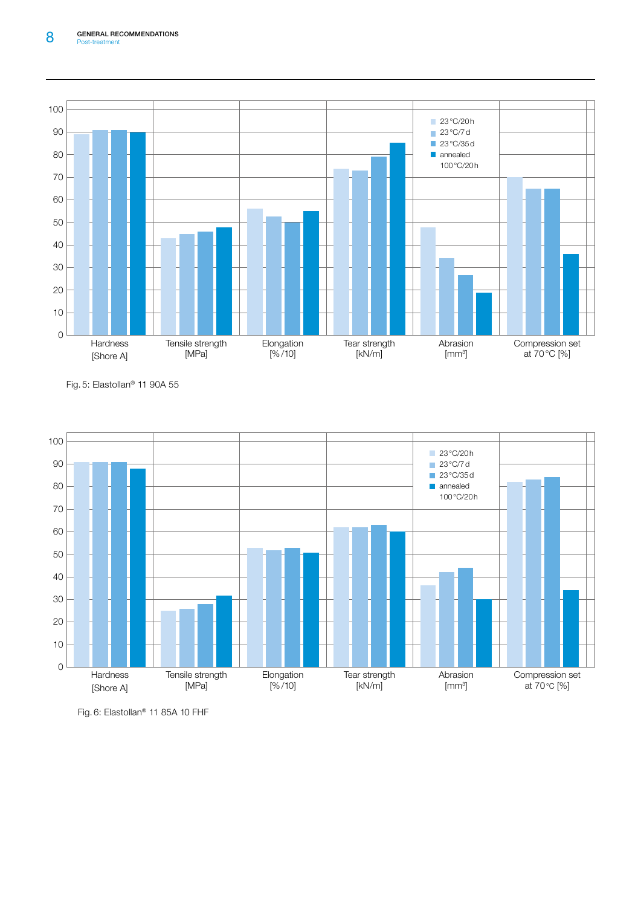| | 23 °C/20 h | 23 °C/7 d | 23 °C/35 d | annealed 100 °C/20 h |
|---|---|---|---|---|
| Hardness [Shore A] | 89 | 91 | 91 | 90 |
| Tensile strength [MPa] | 43 | 45 | 46 | 48 |
| Elongation [%/10] | 56 | 52.5 | 50 | 55 |
| Tear strength [kN/m] | 74 | 73 | 79 | 85 |
| Abrasion [mm³] | 48 | 34 | 26.5 | 19 |
| Compression set at 70 °C [%] | 70 | 65 | 65 | 36 |

Fig. 5: Elastollan® 11 90A 55

| | 23 °C/20 h | 23 °C/7 d | 23 °C/35 d | annealed 100 °C/20 h |
|---|---|---|---|---|
| Hardness [Shore A] | 91 | 91 | 91 | 88 |
| Tensile strength [MPa] | 25 | 26 | 28 | 32 |
| Elongation [%/10] | 53 | 52 | 53 | 51 |
| Tear strength [kN/m] | 62 | 62 | 63 | 60 |
| Abrasion [mm³] | 36 | 42 | 44 | 30 |
| Compression set at 70 °C [%] | 82 | 83 | 84 | 34 |

Fig. 6: Elastollan® 11 85A 10 FHF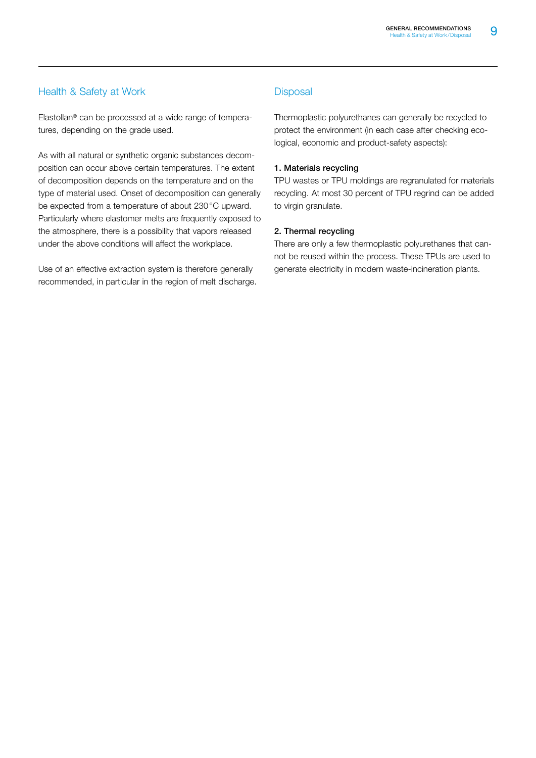## Health & Safety at Work

Elastollan® can be processed at a wide range of temperatures, depending on the grade used.

As with all natural or synthetic organic substances decomposition can occur above certain temperatures. The extent of decomposition depends on the temperature and on the type of material used. Onset of decomposition can generally be expected from a temperature of about 230 °C upward. Particularly where elastomer melts are frequently exposed to the atmosphere, there is a possibility that vapors released under the above conditions will affect the workplace.

Use of an effective extraction system is therefore generally recommended, in particular in the region of melt discharge.

## Disposal

Thermoplastic polyurethanes can generally be recycled to protect the environment (in each case after checking ecological, economic and product-safety aspects):

**1. Materials recycling**

TPU wastes or TPU moldings are regranulated for materials recycling. At most 30 percent of TPU regrind can be added to virgin granulate.

**2. Thermal recycling**

There are only a few thermoplastic polyurethanes that cannot be reused within the process. These TPUs are used to generate electricity in modern waste-incineration plants.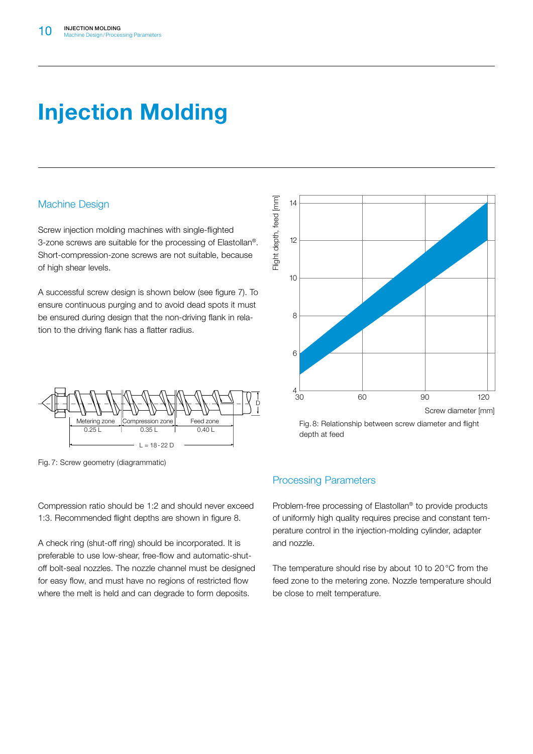# Injection Molding

## Machine Design

Screw injection molding machines with single-flighted 3-zone screws are suitable for the processing of Elastollan®. Short-compression-zone screws are not suitable, because of high shear levels.

A successful screw design is shown below (see figure 7). To ensure continuous purging and to avoid dead spots it must be ensured during design that the non-driving flank in relation to the driving flank has a flatter radius.

Fig. 7: Screw geometry (diagrammatic)

Compression ratio should be 1:2 and should never exceed 1:3. Recommended flight depths are shown in figure 8.

A check ring (shut-off ring) should be incorporated. It is preferable to use low-shear, free-flow and automatic-shut-off bolt-seal nozzles. The nozzle channel must be designed for easy flow, and must have no regions of restricted flow where the melt is held and can degrade to form deposits.

Fig. 8: Relationship between screw diameter and flight depth at feed

## Processing Parameters

Problem-free processing of Elastollan® to provide products of uniformly high quality requires precise and constant temperature control in the injection-molding cylinder, adapter and nozzle.

The temperature should rise by about 10 to 20 °C from the feed zone to the metering zone. Nozzle temperature should be close to melt temperature.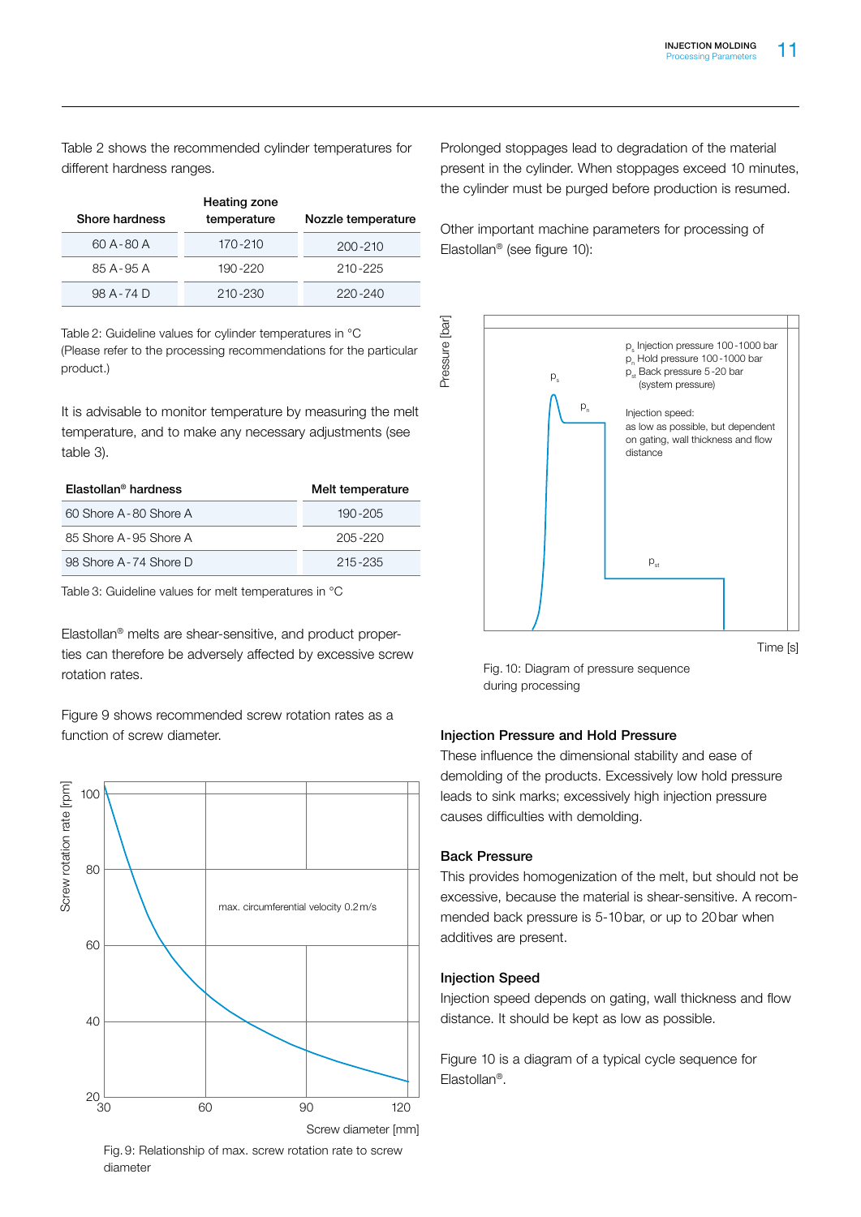Table 2 shows the recommended cylinder temperatures for different hardness ranges.

| Shore hardness | Heating zone temperature | Nozzle temperature |
|---|---|---|
| 60 A-80 A | 170-210 | 200-210 |
| 85 A-95 A | 190-220 | 210-225 |
| 98 A-74 D | 210-230 | 220-240 |

Table 2: Guideline values for cylinder temperatures in °C
(Please refer to the processing recommendations for the particular product.)

It is advisable to monitor temperature by measuring the melt temperature, and to make any necessary adjustments (see table 3).

| Elastollan® hardness | Melt temperature |
|---|---|
| 60 Shore A-80 Shore A | 190-205 |
| 85 Shore A-95 Shore A | 205-220 |
| 98 Shore A-74 Shore D | 215-235 |

Table 3: Guideline values for melt temperatures in °C

Elastollan® melts are shear-sensitive, and product properties can therefore be adversely affected by excessive screw rotation rates.

Figure 9 shows recommended screw rotation rates as a function of screw diameter.

Fig. 9: Relationship of max. screw rotation rate to screw diameter

Prolonged stoppages lead to degradation of the material present in the cylinder. When stoppages exceed 10 minutes, the cylinder must be purged before production is resumed.

Other important machine parameters for processing of Elastollan® (see figure 10):

Fig. 10: Diagram of pressure sequence during processing

### Injection Pressure and Hold Pressure

These influence the dimensional stability and ease of demolding of the products. Excessively low hold pressure leads to sink marks; excessively high injection pressure causes difficulties with demolding.

### Back Pressure

This provides homogenization of the melt, but should not be excessive, because the material is shear-sensitive. A recommended back pressure is 5-10 bar, or up to 20 bar when additives are present.

### Injection Speed

Injection speed depends on gating, wall thickness and flow distance. It should be kept as low as possible.

Figure 10 is a diagram of a typical cycle sequence for Elastollan®.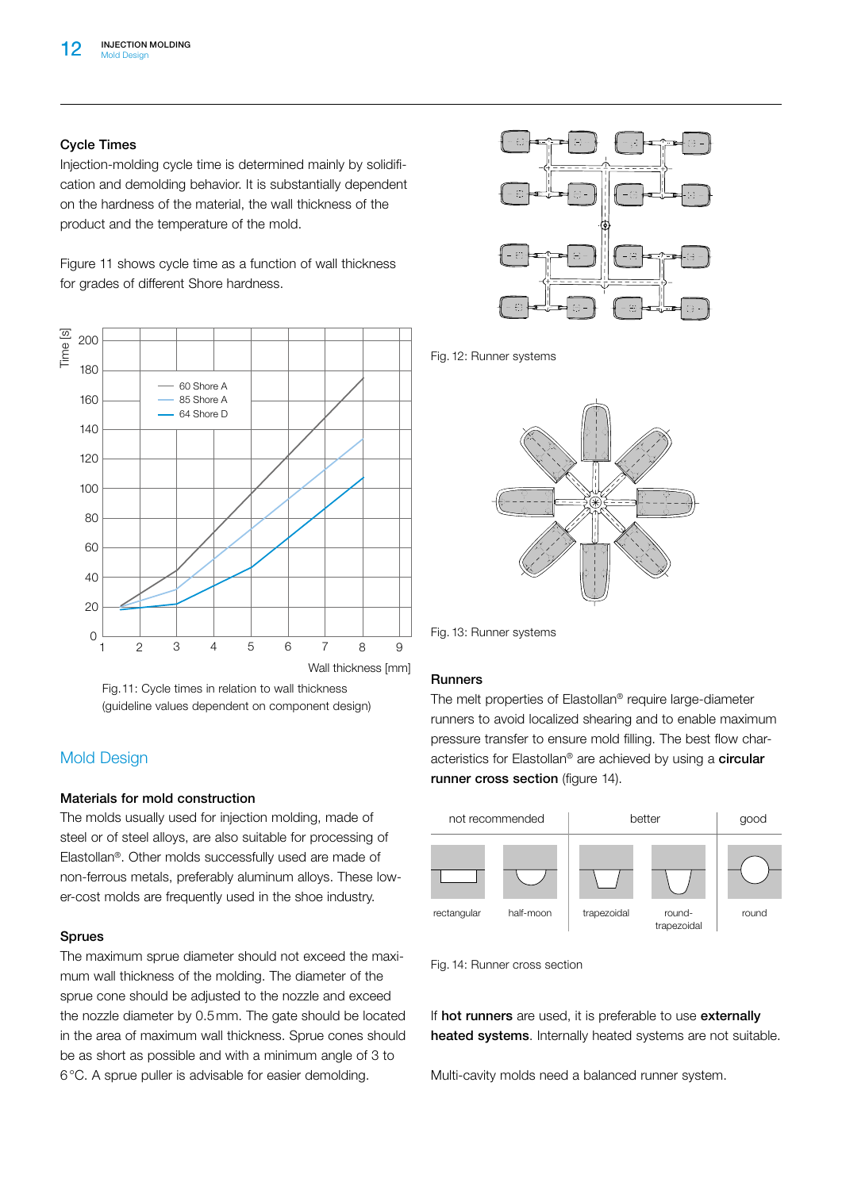## Cycle Times

Injection-molding cycle time is determined mainly by solidification and demolding behavior. It is substantially dependent on the hardness of the material, the wall thickness of the product and the temperature of the mold.

Figure 11 shows cycle time as a function of wall thickness for grades of different Shore hardness.

Fig. 11: Cycle times in relation to wall thickness (guideline values dependent on component design)

## Mold Design

### Materials for mold construction

The molds usually used for injection molding, made of steel or of steel alloys, are also suitable for processing of Elastollan®. Other molds successfully used are made of non-ferrous metals, preferably aluminum alloys. These lower-cost molds are frequently used in the shoe industry.

### Sprues

The maximum sprue diameter should not exceed the maximum wall thickness of the molding. The diameter of the sprue cone should be adjusted to the nozzle and exceed the nozzle diameter by 0.5 mm. The gate should be located in the area of maximum wall thickness. Sprue cones should be as short as possible and with a minimum angle of 3 to 6 °C. A sprue puller is advisable for easier demolding.

Fig. 12: Runner systems

Fig. 13: Runner systems

### Runners

The melt properties of Elastollan® require large-diameter runners to avoid localized shearing and to enable maximum pressure transfer to ensure mold filling. The best flow characteristics for Elastollan® are achieved by using a **circular runner cross section** (figure 14).

| not recommended | | better | | good |
|---|---|---|---|---|
| rectangular | half-moon | trapezoidal | round-trapezoidal | round |

Fig. 14: Runner cross section

If **hot runners** are used, it is preferable to use **externally heated systems**. Internally heated systems are not suitable.

Multi-cavity molds need a balanced runner system.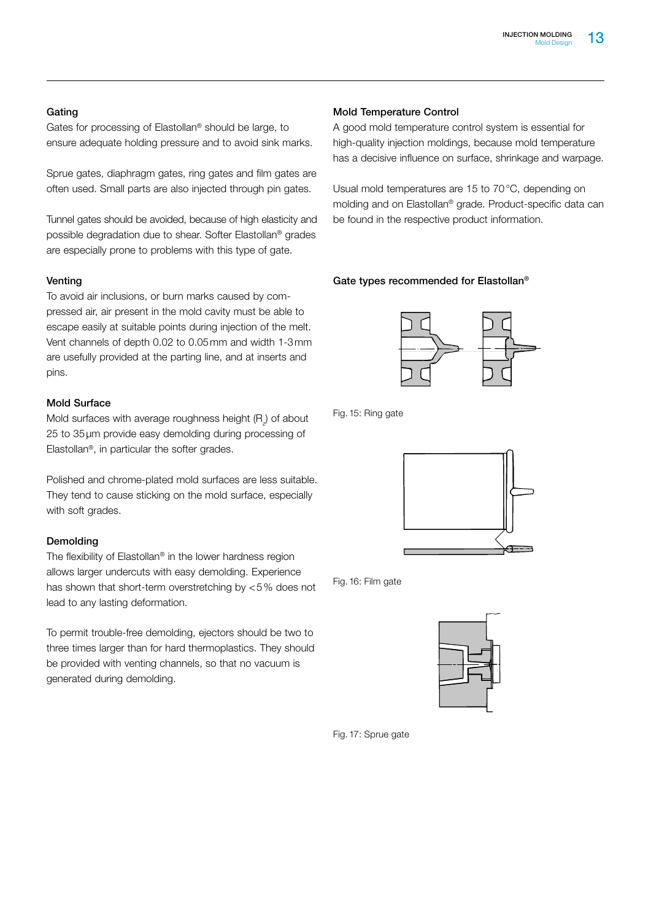## Gating

Gates for processing of Elastollan® should be large, to ensure adequate holding pressure and to avoid sink marks.

Sprue gates, diaphragm gates, ring gates and film gates are often used. Small parts are also injected through pin gates.

Tunnel gates should be avoided, because of high elasticity and possible degradation due to shear. Softer Elastollan® grades are especially prone to problems with this type of gate.

## Venting

To avoid air inclusions, or burn marks caused by compressed air, air present in the mold cavity must be able to escape easily at suitable points during injection of the melt. Vent channels of depth 0.02 to 0.05 mm and width 1-3 mm are usefully provided at the parting line, and at inserts and pins.

## Mold Surface

Mold surfaces with average roughness height ($R_z$) of about 25 to 35 µm provide easy demolding during processing of Elastollan®, in particular the softer grades.

Polished and chrome-plated mold surfaces are less suitable. They tend to cause sticking on the mold surface, especially with soft grades.

## Demolding

The flexibility of Elastollan® in the lower hardness region allows larger undercuts with easy demolding. Experience has shown that short-term overstretching by < 5 % does not lead to any lasting deformation.

To permit trouble-free demolding, ejectors should be two to three times larger than for hard thermoplastics. They should be provided with venting channels, so that no vacuum is generated during demolding.

## Mold Temperature Control

A good mold temperature control system is essential for high-quality injection moldings, because mold temperature has a decisive influence on surface, shrinkage and warpage.

Usual mold temperatures are 15 to 70 °C, depending on molding and on Elastollan® grade. Product-specific data can be found in the respective product information.

## Gate types recommended for Elastollan®

Fig. 15: Ring gate

Fig. 16: Film gate

Fig. 17: Sprue gate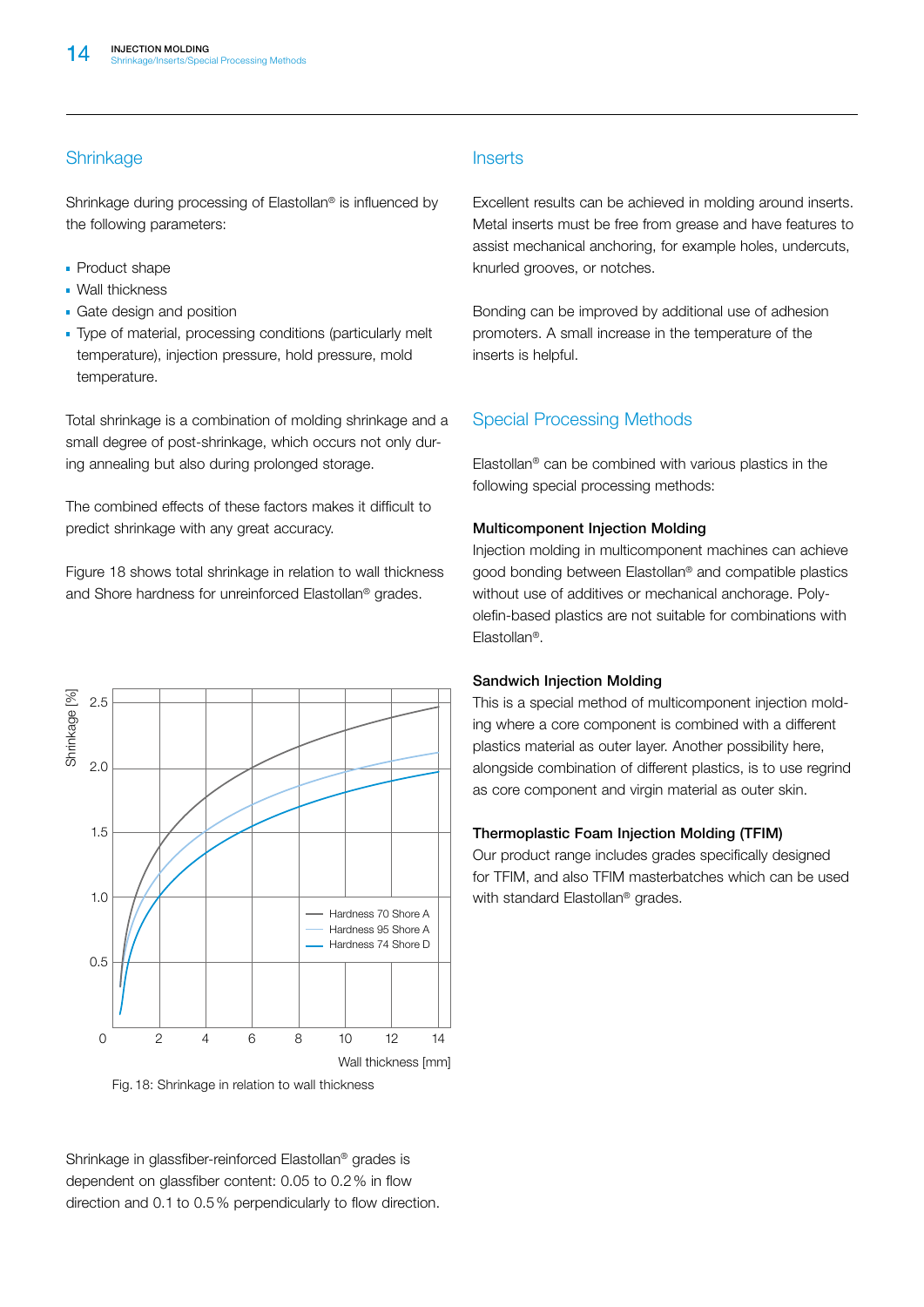## Shrinkage

Shrinkage during processing of Elastollan® is influenced by the following parameters:

- Product shape
- Wall thickness
- Gate design and position
- Type of material, processing conditions (particularly melt temperature), injection pressure, hold pressure, mold temperature.

Total shrinkage is a combination of molding shrinkage and a small degree of post-shrinkage, which occurs not only during annealing but also during prolonged storage.

The combined effects of these factors makes it difficult to predict shrinkage with any great accuracy.

Figure 18 shows total shrinkage in relation to wall thickness and Shore hardness for unreinforced Elastollan® grades.

Fig. 18: Shrinkage in relation to wall thickness

Shrinkage in glassfiber-reinforced Elastollan® grades is dependent on glassfiber content: 0.05 to 0.2 % in flow direction and 0.1 to 0.5 % perpendicularly to flow direction.

## Inserts

Excellent results can be achieved in molding around inserts. Metal inserts must be free from grease and have features to assist mechanical anchoring, for example holes, undercuts, knurled grooves, or notches.

Bonding can be improved by additional use of adhesion promoters. A small increase in the temperature of the inserts is helpful.

## Special Processing Methods

Elastollan® can be combined with various plastics in the following special processing methods:

### Multicomponent Injection Molding

Injection molding in multicomponent machines can achieve good bonding between Elastollan® and compatible plastics without use of additives or mechanical anchorage. Polyolefin-based plastics are not suitable for combinations with Elastollan®.

### Sandwich Injection Molding

This is a special method of multicomponent injection molding where a core component is combined with a different plastics material as outer layer. Another possibility here, alongside combination of different plastics, is to use regrind as core component and virgin material as outer skin.

### Thermoplastic Foam Injection Molding (TFIM)

Our product range includes grades specifically designed for TFIM, and also TFIM masterbatches which can be used with standard Elastollan® grades.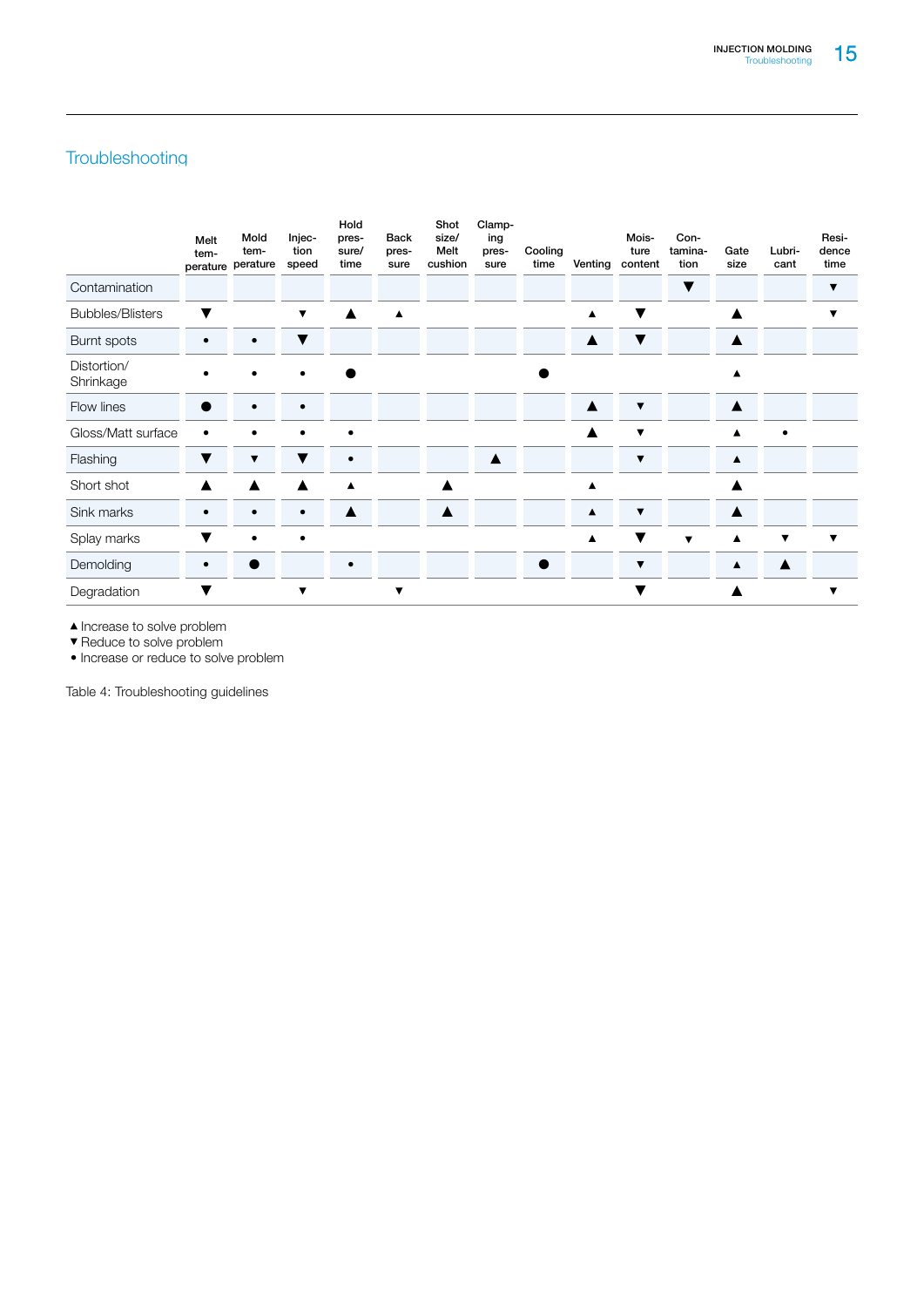## Troubleshooting

| | Melt temperature | Mold temperature | Injection speed | Hold pressure/ time | Back pressure | Shot size/ Melt cushion | Clamping pressure | Cooling time | Venting | Moisture content | Contamination | Gate size | Lubricant | Residence time |
|---|---|---|---|---|---|---|---|---|---|---|---|---|---|---|
| Contamination | | | | | | | | | | | ▼ | | | ▼ |
| Bubbles/Blisters | ▼ | | ▼ | ▲ | ▲ | | | | ▲ | ▼ | | ▲ | | ▼ |
| Burnt spots | • | • | ▼ | | | | | | ▲ | ▼ | | ▲ | | |
| Distortion/ Shrinkage | • | • | • | ● | | | | ● | | | | ▲ | | |
| Flow lines | ● | • | • | | | | | | ▲ | ▼ | | ▲ | | |
| Gloss/Matt surface | • | • | • | • | | | | | ▲ | ▼ | | ▲ | • | |
| Flashing | ▼ | ▼ | ▼ | • | | | ▲ | | | ▼ | | ▲ | | |
| Short shot | ▲ | ▲ | ▲ | ▲ | | ▲ | | | ▲ | | | ▲ | | |
| Sink marks | • | • | • | ▲ | | ▲ | | | ▲ | ▼ | | ▲ | | |
| Splay marks | ▼ | • | • | | | | | | ▲ | ▼ | ▼ | ▲ | ▼ | ▼ |
| Demolding | • | ● | | • | | | | ● | | ▼ | | ▲ | ▲ | |
| Degradation | ▼ | | ▼ | | ▼ | | | | | ▼ | | ▲ | | ▼ |

▲ Increase to solve problem
▼ Reduce to solve problem
• Increase or reduce to solve problem

Table 4: Troubleshooting guidelines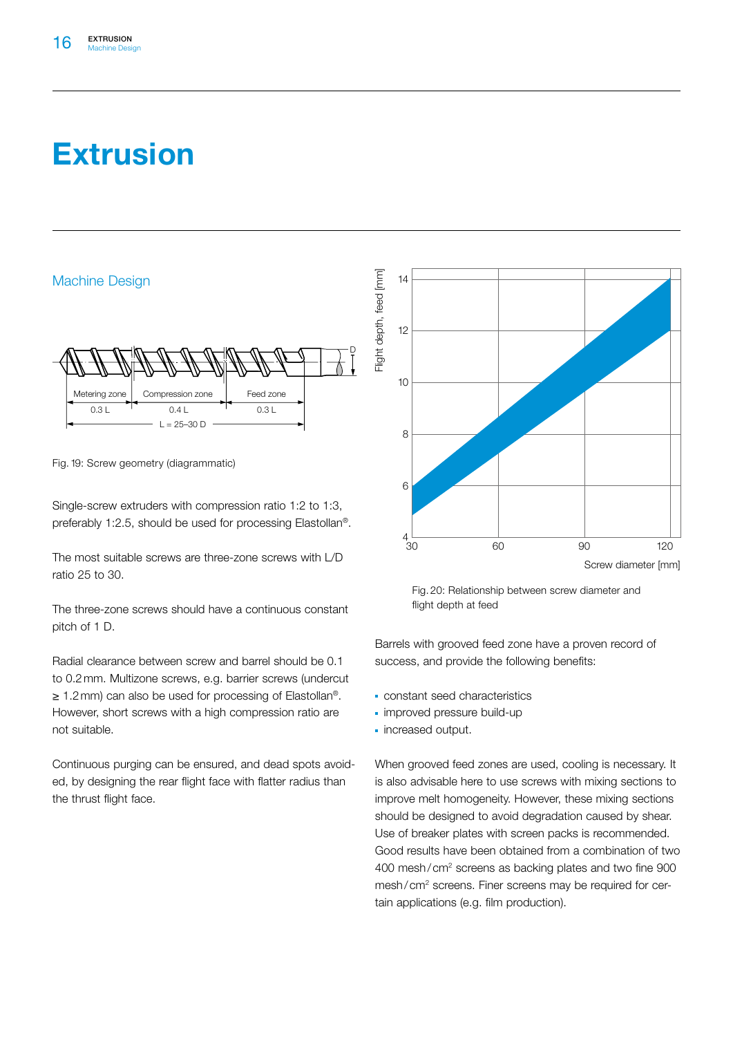# Extrusion

## Machine Design

Fig. 19: Screw geometry (diagrammatic)

Single-screw extruders with compression ratio 1:2 to 1:3, preferably 1:2.5, should be used for processing Elastollan®.

The most suitable screws are three-zone screws with L/D ratio 25 to 30.

The three-zone screws should have a continuous constant pitch of 1 D.

Radial clearance between screw and barrel should be 0.1 to 0.2 mm. Multizone screws, e.g. barrier screws (undercut ≥ 1.2 mm) can also be used for processing of Elastollan®. However, short screws with a high compression ratio are not suitable.

Continuous purging can be ensured, and dead spots avoided, by designing the rear flight face with flatter radius than the thrust flight face.

Fig. 20: Relationship between screw diameter and flight depth at feed

Barrels with grooved feed zone have a proven record of success, and provide the following benefits:

- constant seed characteristics
- improved pressure build-up
- increased output.

When grooved feed zones are used, cooling is necessary. It is also advisable here to use screws with mixing sections to improve melt homogeneity. However, these mixing sections should be designed to avoid degradation caused by shear. Use of breaker plates with screen packs is recommended. Good results have been obtained from a combination of two 400 mesh/cm² screens as backing plates and two fine 900 mesh/cm² screens. Finer screens may be required for certain applications (e.g. film production).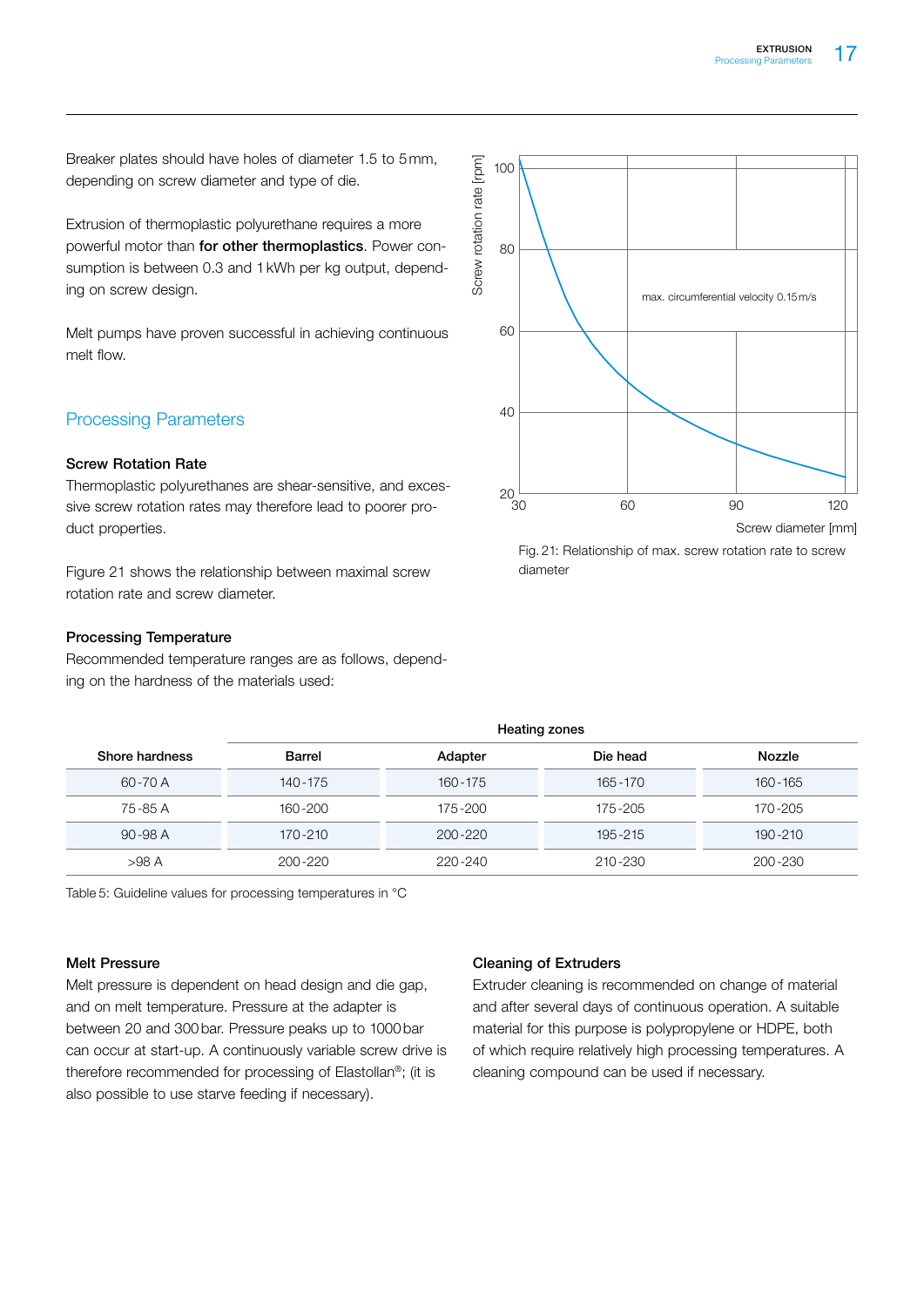Breaker plates should have holes of diameter 1.5 to 5 mm, depending on screw diameter and type of die.

Extrusion of thermoplastic polyurethane requires a more powerful motor than **for other thermoplastics**. Power consumption is between 0.3 and 1 kWh per kg output, depending on screw design.

Melt pumps have proven successful in achieving continuous melt flow.

## Processing Parameters

### Screw Rotation Rate

Thermoplastic polyurethanes are shear-sensitive, and excessive screw rotation rates may therefore lead to poorer product properties.

Figure 21 shows the relationship between maximal screw rotation rate and screw diameter.

Fig. 21: Relationship of max. screw rotation rate to screw diameter

### Processing Temperature

Recommended temperature ranges are as follows, depending on the hardness of the materials used:

| Shore hardness | Heating zones | | | |
|---|---|---|---|---|
| | Barrel | Adapter | Die head | Nozzle |
| 60-70 A | 140-175 | 160-175 | 165-170 | 160-165 |
| 75-85 A | 160-200 | 175-200 | 175-205 | 170-205 |
| 90-98 A | 170-210 | 200-220 | 195-215 | 190-210 |
| >98 A | 200-220 | 220-240 | 210-230 | 200-230 |

Table 5: Guideline values for processing temperatures in °C

### Melt Pressure

Melt pressure is dependent on head design and die gap, and on melt temperature. Pressure at the adapter is between 20 and 300 bar. Pressure peaks up to 1000 bar can occur at start-up. A continuously variable screw drive is therefore recommended for processing of Elastollan®; (it is also possible to use starve feeding if necessary).

### Cleaning of Extruders

Extruder cleaning is recommended on change of material and after several days of continuous operation. A suitable material for this purpose is polypropylene or HDPE, both of which require relatively high processing temperatures. A cleaning compound can be used if necessary.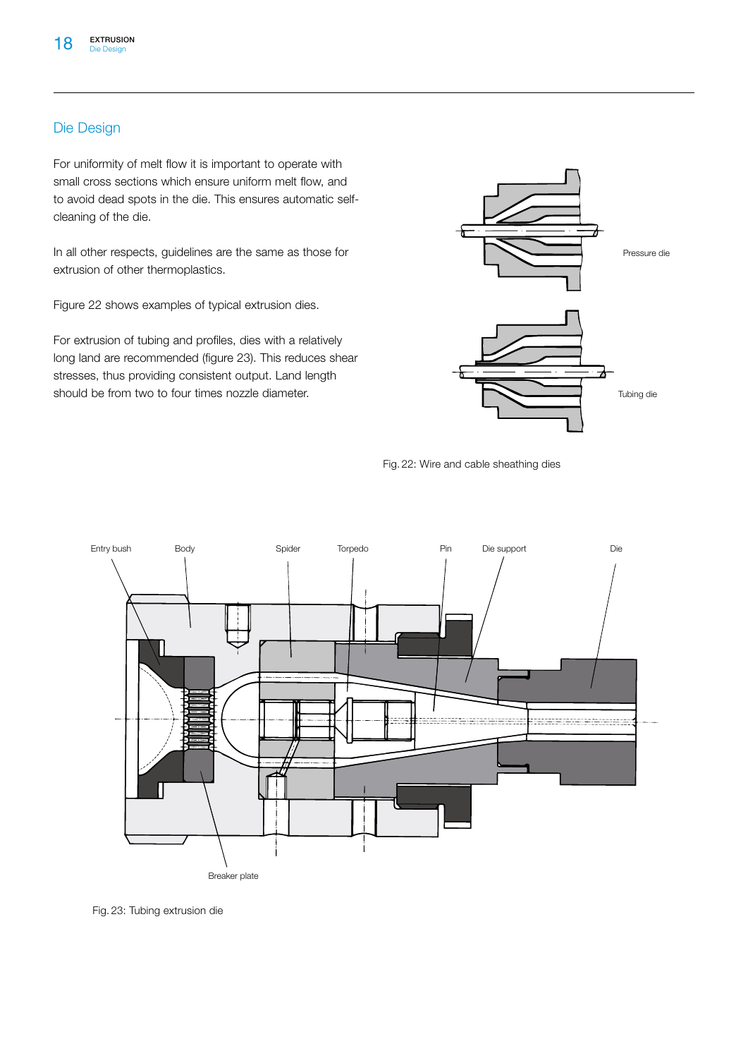## Die Design

For uniformity of melt flow it is important to operate with small cross sections which ensure uniform melt flow, and to avoid dead spots in the die. This ensures automatic self-cleaning of the die.

In all other respects, guidelines are the same as those for extrusion of other thermoplastics.

Figure 22 shows examples of typical extrusion dies.

For extrusion of tubing and profiles, dies with a relatively long land are recommended (figure 23). This reduces shear stresses, thus providing consistent output. Land length should be from two to four times nozzle diameter.

Pressure die

Tubing die

Fig. 22: Wire and cable sheathing dies

Entry bush, Body, Spider, Torpedo, Pin, Die support, Die, Breaker plate

Fig. 23: Tubing extrusion die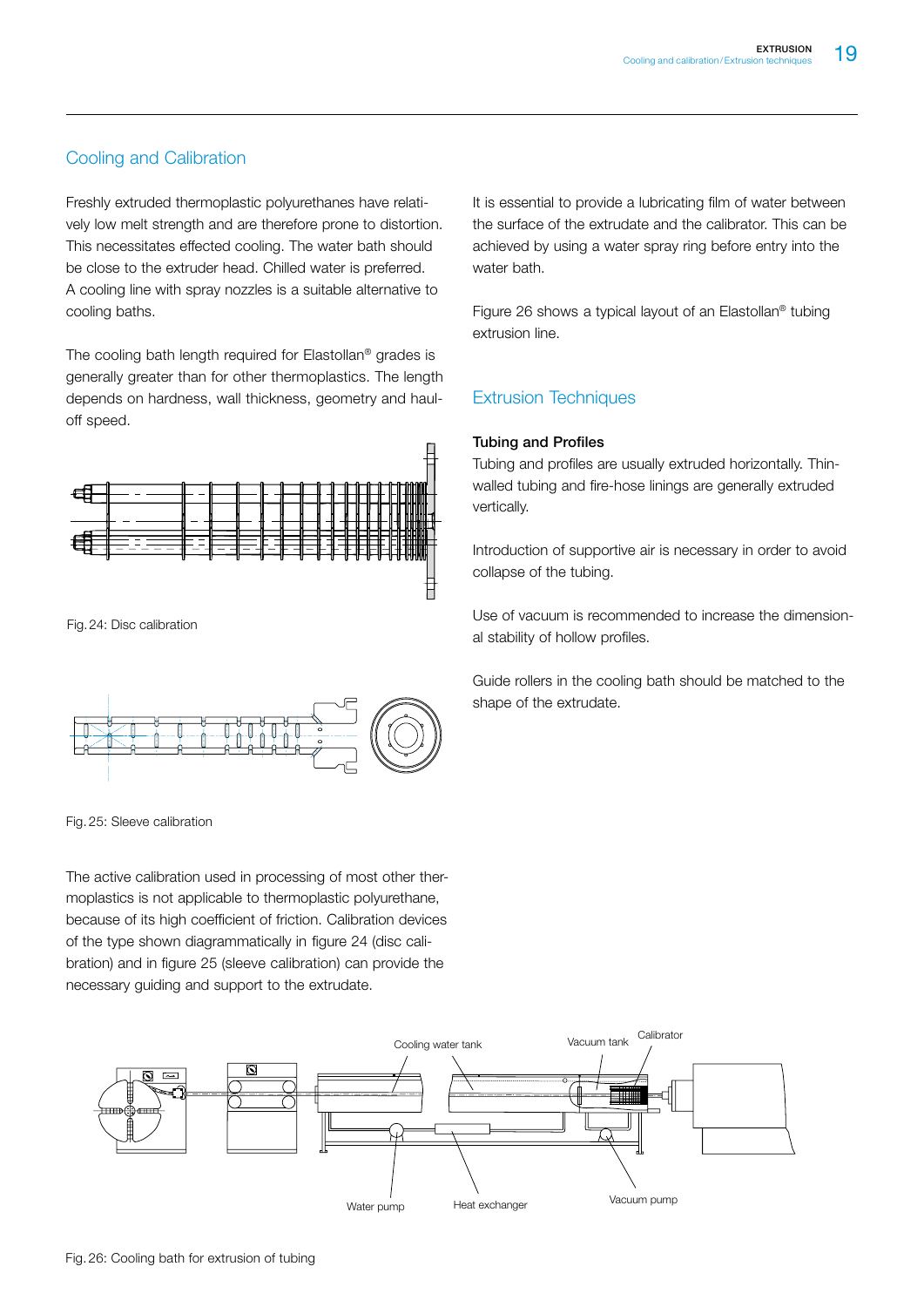## Cooling and Calibration

Freshly extruded thermoplastic polyurethanes have relatively low melt strength and are therefore prone to distortion. This necessitates effected cooling. The water bath should be close to the extruder head. Chilled water is preferred. A cooling line with spray nozzles is a suitable alternative to cooling baths.

The cooling bath length required for Elastollan® grades is generally greater than for other thermoplastics. The length depends on hardness, wall thickness, geometry and haul-off speed.

Fig. 24: Disc calibration

Fig. 25: Sleeve calibration

The active calibration used in processing of most other thermoplastics is not applicable to thermoplastic polyurethane, because of its high coefficient of friction. Calibration devices of the type shown diagrammatically in figure 24 (disc calibration) and in figure 25 (sleeve calibration) can provide the necessary guiding and support to the extrudate.

It is essential to provide a lubricating film of water between the surface of the extrudate and the calibrator. This can be achieved by using a water spray ring before entry into the water bath.

Figure 26 shows a typical layout of an Elastollan® tubing extrusion line.

## Extrusion Techniques

### Tubing and Profiles

Tubing and profiles are usually extruded horizontally. Thin-walled tubing and fire-hose linings are generally extruded vertically.

Introduction of supportive air is necessary in order to avoid collapse of the tubing.

Use of vacuum is recommended to increase the dimensional stability of hollow profiles.

Guide rollers in the cooling bath should be matched to the shape of the extrudate.

Cooling water tank, Vacuum tank, Calibrator, Water pump, Heat exchanger, Vacuum pump

Fig. 26: Cooling bath for extrusion of tubing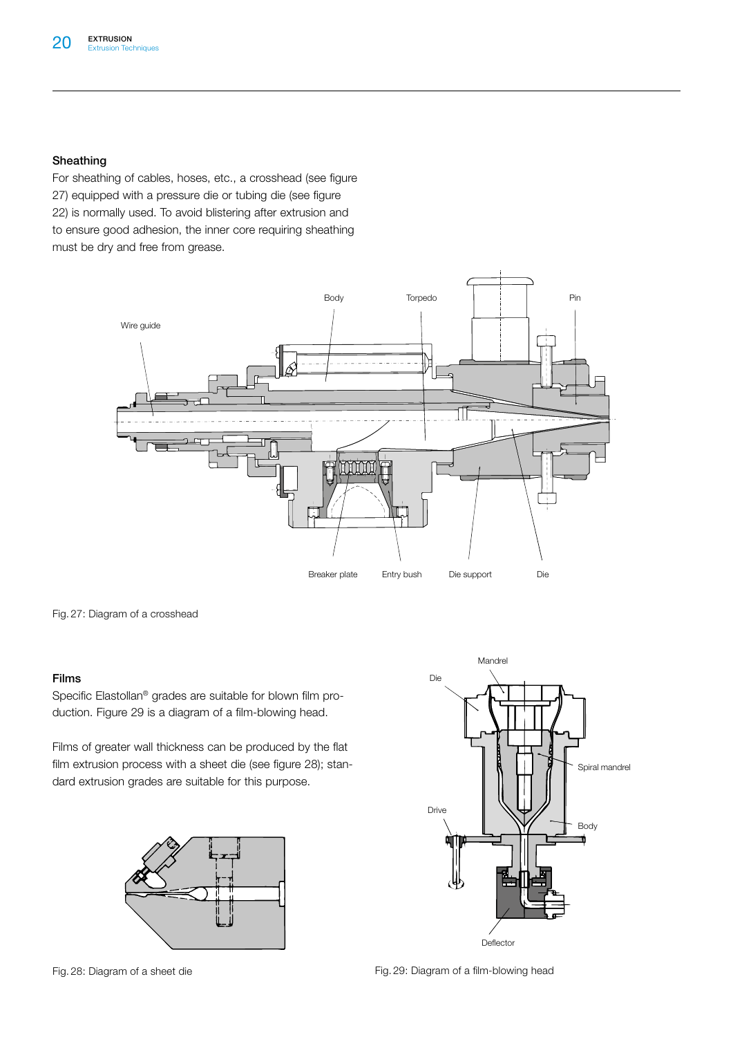### Sheathing

For sheathing of cables, hoses, etc., a crosshead (see figure 27) equipped with a pressure die or tubing die (see figure 22) is normally used. To avoid blistering after extrusion and to ensure good adhesion, the inner core requiring sheathing must be dry and free from grease.

Fig. 27: Diagram of a crosshead

### Films

Specific Elastollan® grades are suitable for blown film production. Figure 29 is a diagram of a film-blowing head.

Films of greater wall thickness can be produced by the flat film extrusion process with a sheet die (see figure 28); standard extrusion grades are suitable for this purpose.

Fig. 28: Diagram of a sheet die

Fig. 29: Diagram of a film-blowing head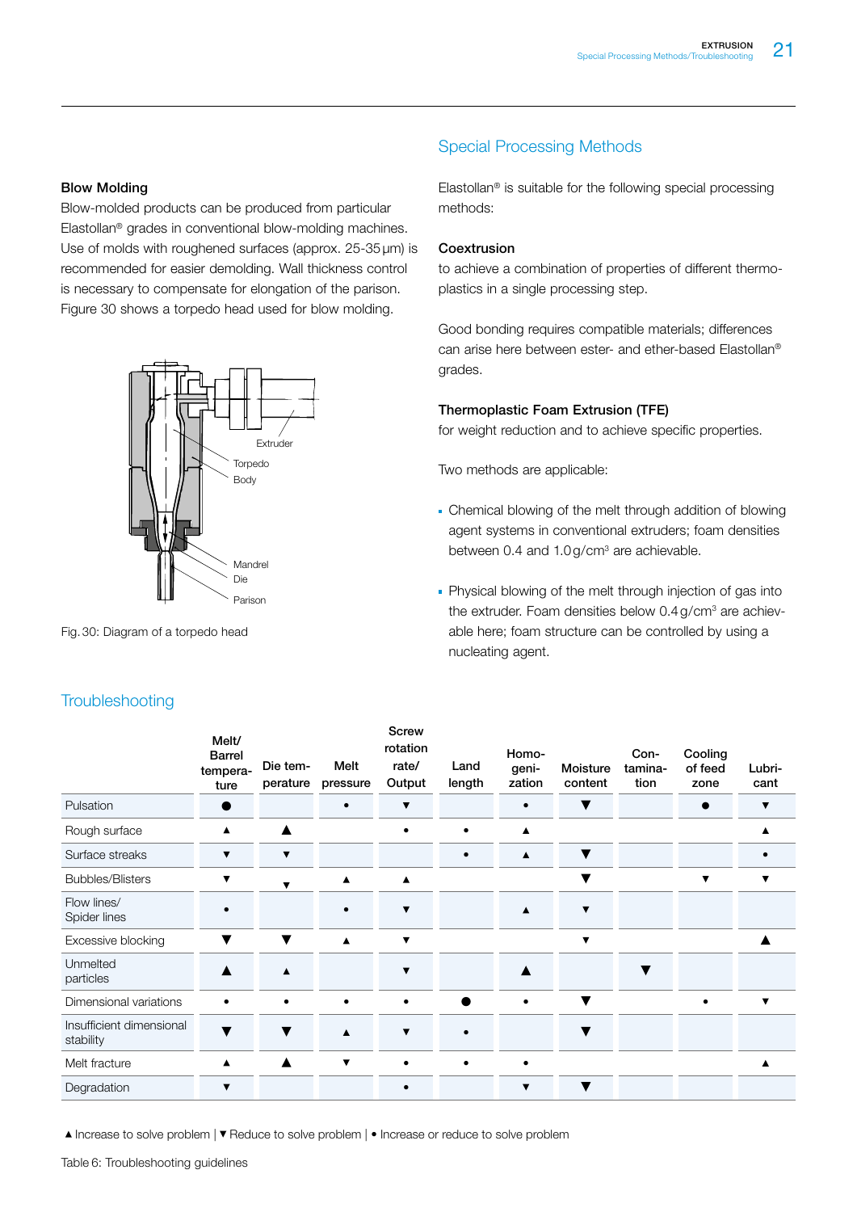## Blow Molding

Blow-molded products can be produced from particular Elastollan® grades in conventional blow-molding machines. Use of molds with roughened surfaces (approx. 25-35 µm) is recommended for easier demolding. Wall thickness control is necessary to compensate for elongation of the parison. Figure 30 shows a torpedo head used for blow molding.

Fig. 30: Diagram of a torpedo head

## Special Processing Methods

Elastollan® is suitable for the following special processing methods:

**Coextrusion**

to achieve a combination of properties of different thermoplastics in a single processing step.

Good bonding requires compatible materials; differences can arise here between ester- and ether-based Elastollan® grades.

**Thermoplastic Foam Extrusion (TFE)**

for weight reduction and to achieve specific properties.

Two methods are applicable:

- Chemical blowing of the melt through addition of blowing agent systems in conventional extruders; foam densities between 0.4 and 1.0 g/cm³ are achievable.
- Physical blowing of the melt through injection of gas into the extruder. Foam densities below 0.4 g/cm³ are achievable here; foam structure can be controlled by using a nucleating agent.

## Troubleshooting

| | Melt/ Barrel temperature | Die temperature | Melt pressure | Screw rotation rate/ Output | Land length | Homogenization | Moisture content | Contamination | Cooling of feed zone | Lubricant |
|---|---|---|---|---|---|---|---|---|---|---|
| Pulsation | ● | | • | ▼ | | • | ▼ | | ● | ▼ |
| Rough surface | ▲ | ▲ | | • | • | ▲ | | | | ▲ |
| Surface streaks | ▼ | ▼ | | | • | ▲ | ▼ | | | • |
| Bubbles/Blisters | ▼ | ▼ | ▲ | ▲ | | | ▼ | | ▼ | ▼ |
| Flow lines/ Spider lines | • | | • | ▼ | | ▲ | ▼ | | | |
| Excessive blocking | ▼ | ▼ | ▲ | ▼ | | | ▼ | | | ▲ |
| Unmelted particles | ▲ | ▲ | | ▼ | | ▲ | | ▼ | | |
| Dimensional variations | • | • | • | • | ● | • | ▼ | | • | ▼ |
| Insufficient dimensional stability | ▼ | ▼ | ▲ | ▼ | • | | ▼ | | | |
| Melt fracture | ▲ | ▲ | ▼ | • | • | • | | | | ▲ |
| Degradation | ▼ | | | • | | ▼ | ▼ | | | |

▲ Increase to solve problem | ▼ Reduce to solve problem | • Increase or reduce to solve problem

Table 6: Troubleshooting guidelines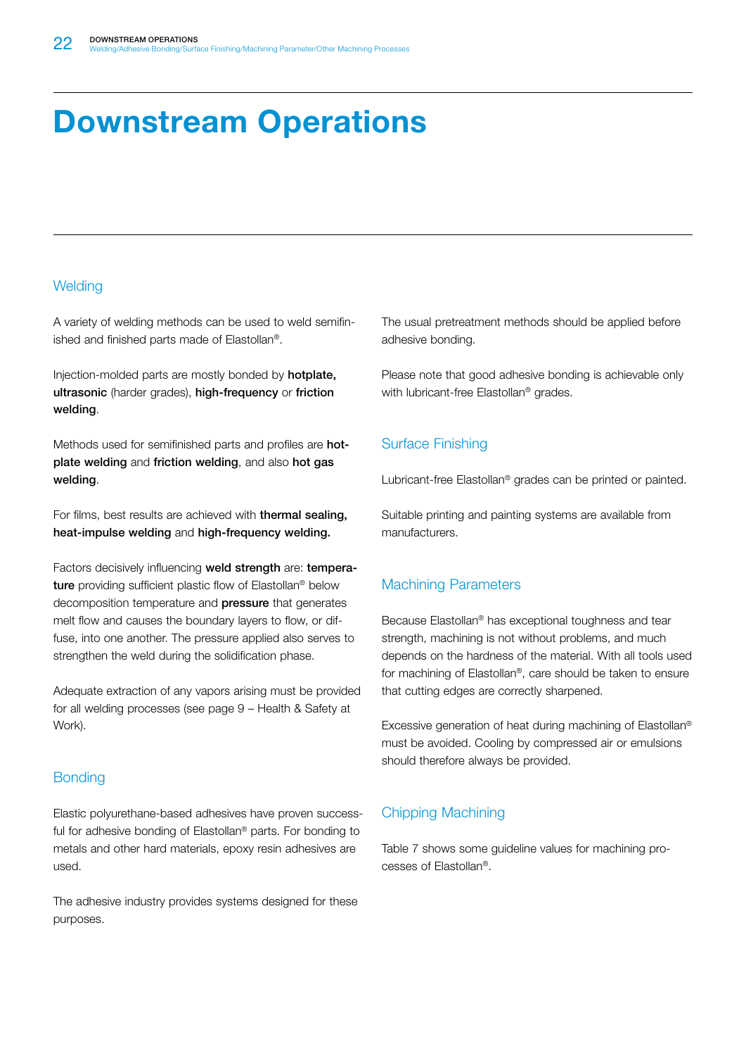# Downstream Operations

## Welding

A variety of welding methods can be used to weld semifinished and finished parts made of Elastollan®.

Injection-molded parts are mostly bonded by **hotplate, ultrasonic** (harder grades), **high-frequency** or **friction welding**.

Methods used for semifinished parts and profiles are **hotplate welding** and **friction welding**, and also **hot gas welding**.

For films, best results are achieved with **thermal sealing, heat-impulse welding** and **high-frequency welding.**

Factors decisively influencing **weld strength** are: **temperature** providing sufficient plastic flow of Elastollan® below decomposition temperature and **pressure** that generates melt flow and causes the boundary layers to flow, or diffuse, into one another. The pressure applied also serves to strengthen the weld during the solidification phase.

Adequate extraction of any vapors arising must be provided for all welding processes (see page 9 – Health & Safety at Work).

## Bonding

Elastic polyurethane-based adhesives have proven successful for adhesive bonding of Elastollan® parts. For bonding to metals and other hard materials, epoxy resin adhesives are used.

The adhesive industry provides systems designed for these purposes.

The usual pretreatment methods should be applied before adhesive bonding.

Please note that good adhesive bonding is achievable only with lubricant-free Elastollan® grades.

## Surface Finishing

Lubricant-free Elastollan® grades can be printed or painted.

Suitable printing and painting systems are available from manufacturers.

## Machining Parameters

Because Elastollan® has exceptional toughness and tear strength, machining is not without problems, and much depends on the hardness of the material. With all tools used for machining of Elastollan®, care should be taken to ensure that cutting edges are correctly sharpened.

Excessive generation of heat during machining of Elastollan® must be avoided. Cooling by compressed air or emulsions should therefore always be provided.

## Chipping Machining

Table 7 shows some guideline values for machining processes of Elastollan®.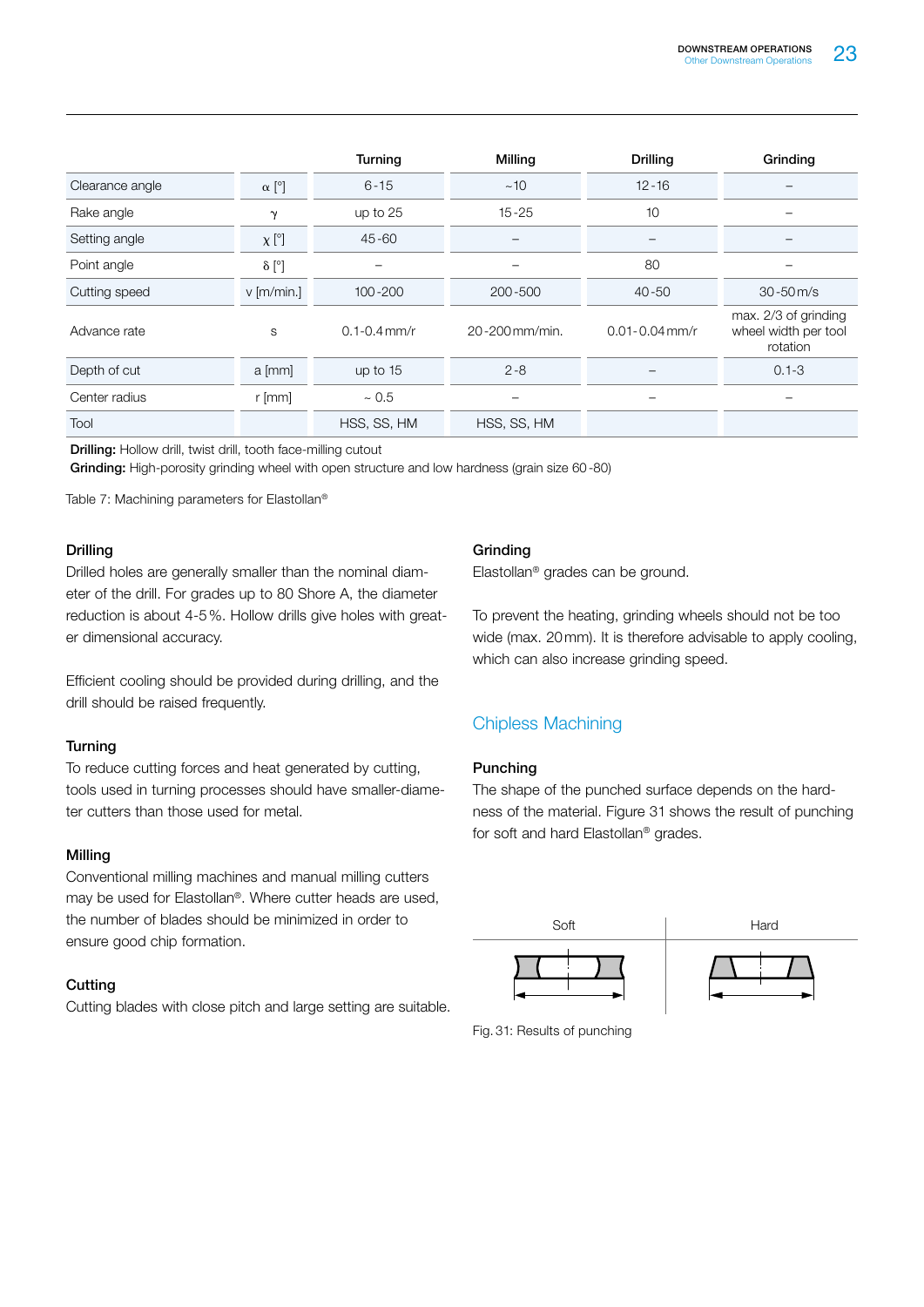| | | Turning | Milling | Drilling | Grinding |
|---|---|---|---|---|---|
| Clearance angle | $\alpha$ [°] | 6-15 | ~10 | 12-16 | – |
| Rake angle | $\gamma$ | up to 25 | 15-25 | 10 | – |
| Setting angle | $\chi$ [°] | 45-60 | – | – | – |
| Point angle | $\delta$ [°] | – | – | 80 | – |
| Cutting speed | v [m/min.] | 100-200 | 200-500 | 40-50 | 30-50 m/s |
| Advance rate | s | 0.1-0.4 mm/r | 20-200 mm/min. | 0.01-0.04 mm/r | max. 2/3 of grinding wheel width per tool rotation |
| Depth of cut | a [mm] | up to 15 | 2-8 | – | 0.1-3 |
| Center radius | r [mm] | ~ 0.5 | – | – | – |
| Tool | | HSS, SS, HM | HSS, SS, HM | | |

**Drilling:** Hollow drill, twist drill, tooth face-milling cutout
**Grinding:** High-porosity grinding wheel with open structure and low hardness (grain size 60-80)

Table 7: Machining parameters for Elastollan®

### Drilling

Drilled holes are generally smaller than the nominal diameter of the drill. For grades up to 80 Shore A, the diameter reduction is about 4-5 %. Hollow drills give holes with greater dimensional accuracy.

Efficient cooling should be provided during drilling, and the drill should be raised frequently.

### Turning

To reduce cutting forces and heat generated by cutting, tools used in turning processes should have smaller-diameter cutters than those used for metal.

### Milling

Conventional milling machines and manual milling cutters may be used for Elastollan®. Where cutter heads are used, the number of blades should be minimized in order to ensure good chip formation.

### Cutting

Cutting blades with close pitch and large setting are suitable.

### Grinding

Elastollan® grades can be ground.

To prevent the heating, grinding wheels should not be too wide (max. 20 mm). It is therefore advisable to apply cooling, which can also increase grinding speed.

## Chipless Machining

### Punching

The shape of the punched surface depends on the hardness of the material. Figure 31 shows the result of punching for soft and hard Elastollan® grades.

Soft | Hard

Fig. 31: Results of punching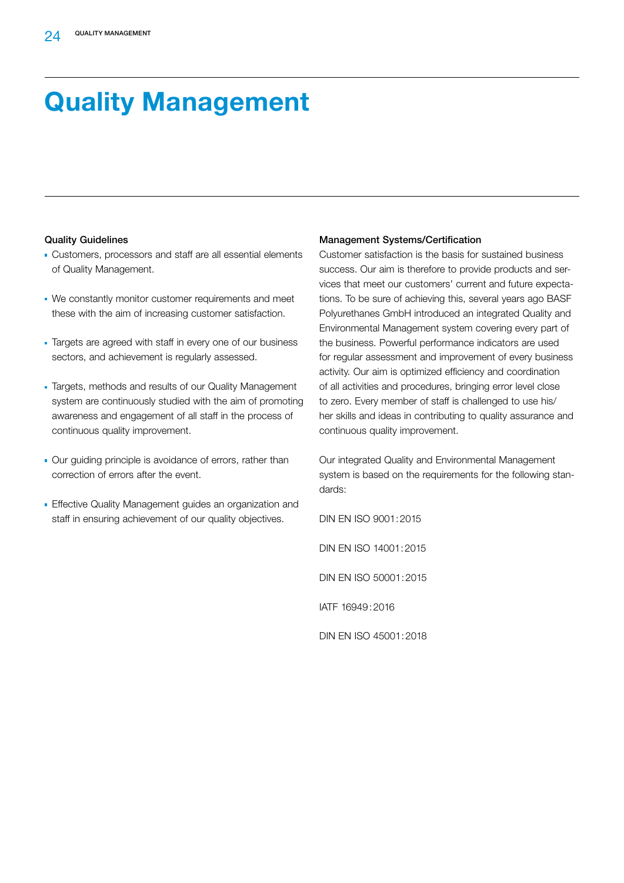# Quality Management

### Quality Guidelines

- Customers, processors and staff are all essential elements of Quality Management.
- We constantly monitor customer requirements and meet these with the aim of increasing customer satisfaction.
- Targets are agreed with staff in every one of our business sectors, and achievement is regularly assessed.
- Targets, methods and results of our Quality Management system are continuously studied with the aim of promoting awareness and engagement of all staff in the process of continuous quality improvement.
- Our guiding principle is avoidance of errors, rather than correction of errors after the event.
- Effective Quality Management guides an organization and staff in ensuring achievement of our quality objectives.

### Management Systems/Certification

Customer satisfaction is the basis for sustained business success. Our aim is therefore to provide products and services that meet our customers' current and future expectations. To be sure of achieving this, several years ago BASF Polyurethanes GmbH introduced an integrated Quality and Environmental Management system covering every part of the business. Powerful performance indicators are used for regular assessment and improvement of every business activity. Our aim is optimized efficiency and coordination of all activities and procedures, bringing error level close to zero. Every member of staff is challenged to use his/her skills and ideas in contributing to quality assurance and continuous quality improvement.

Our integrated Quality and Environmental Management system is based on the requirements for the following standards:

DIN EN ISO 9001:2015

DIN EN ISO 14001:2015

DIN EN ISO 50001:2015

IATF 16949:2016

DIN EN ISO 45001:2018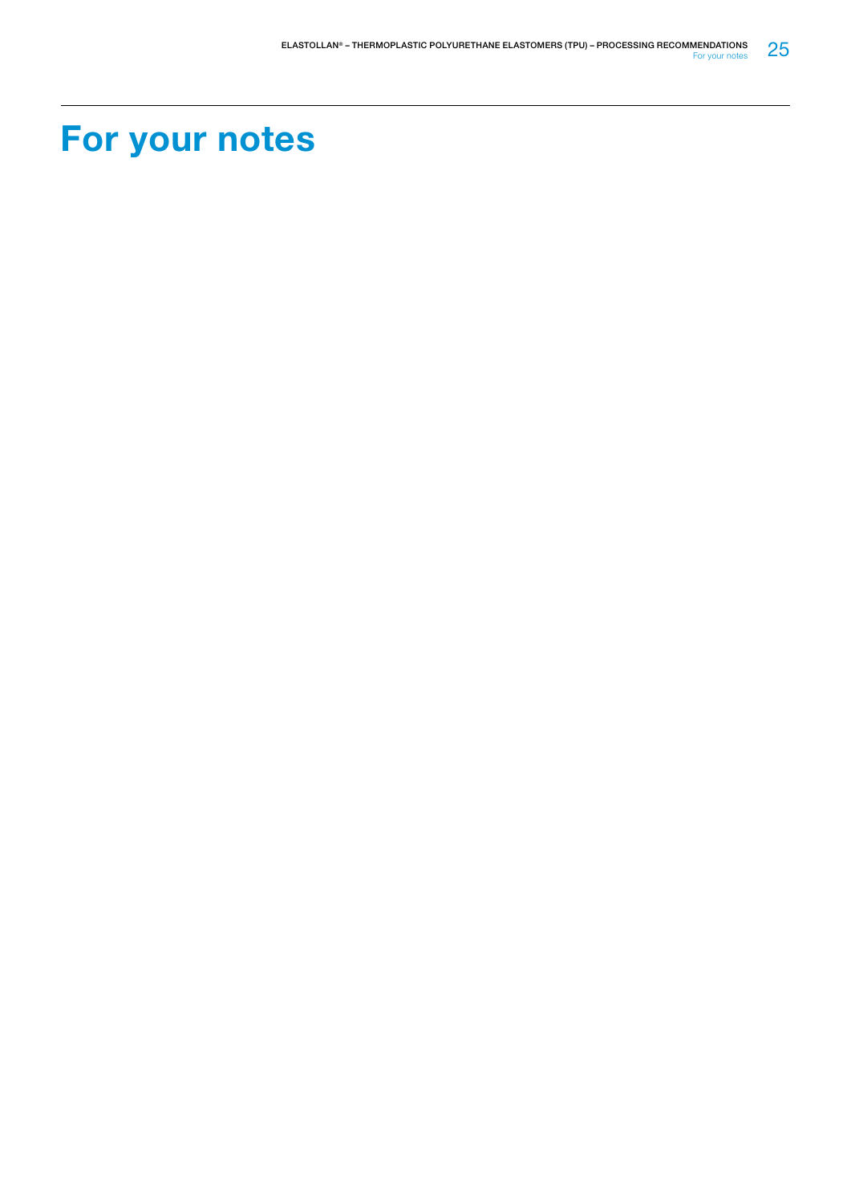# For your notes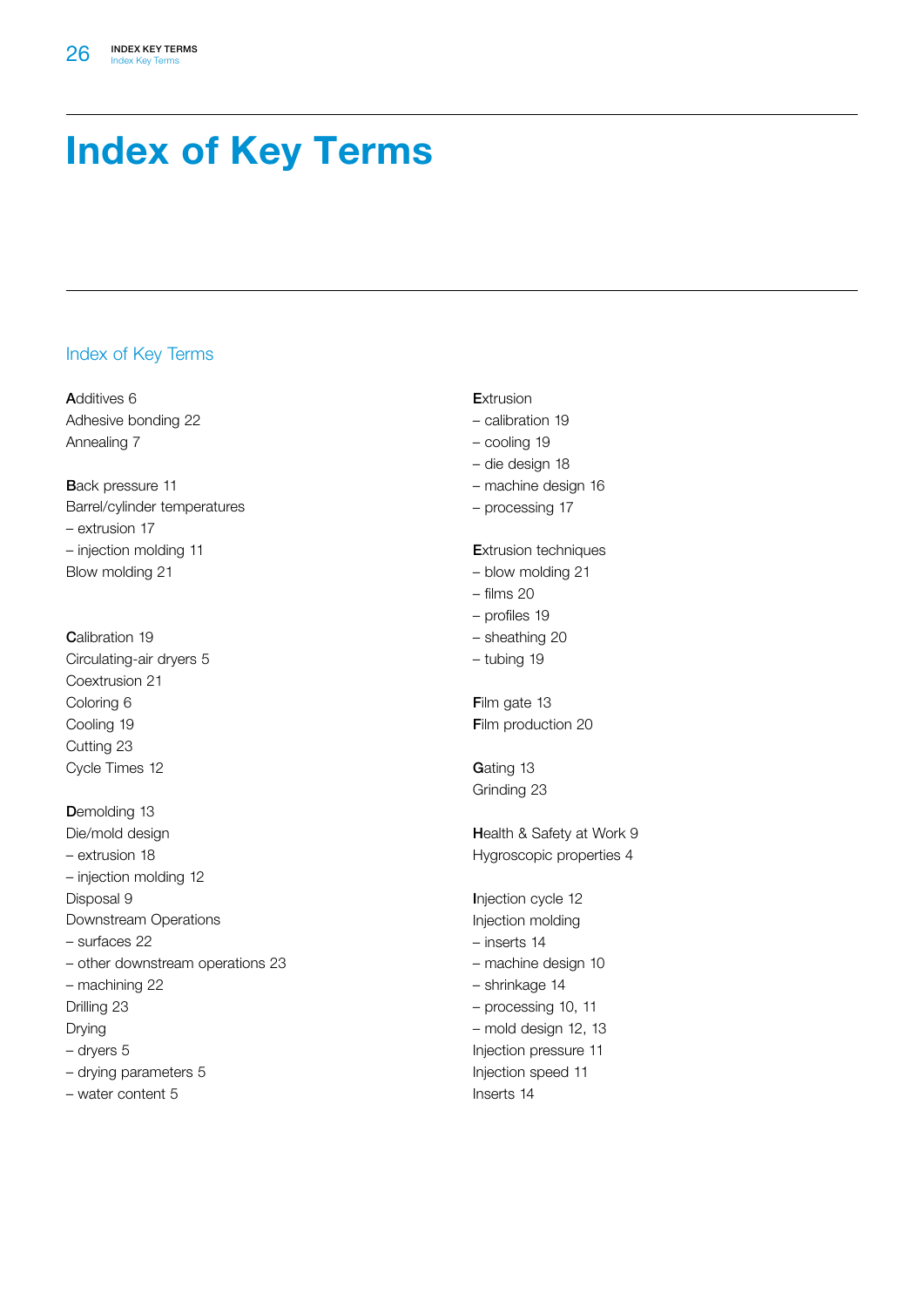# Index of Key Terms

## Index of Key Terms

**A**dditives 6
Adhesive bonding 22
Annealing 7

**B**ack pressure 11
Barrel/cylinder temperatures
– extrusion 17
– injection molding 11
Blow molding 21

**C**alibration 19
Circulating-air dryers 5
Coextrusion 21
Coloring 6
Cooling 19
Cutting 23
Cycle Times 12

**D**emolding 13
Die/mold design
– extrusion 18
– injection molding 12
Disposal 9
Downstream Operations
– surfaces 22
– other downstream operations 23
– machining 22
Drilling 23
Drying
– dryers 5
– drying parameters 5
– water content 5

**E**xtrusion
– calibration 19
– cooling 19
– die design 18
– machine design 16
– processing 17

**E**xtrusion techniques
– blow molding 21
– films 20
– profiles 19
– sheathing 20
– tubing 19

**F**ilm gate 13
**F**ilm production 20

**G**ating 13
Grinding 23

**H**ealth & Safety at Work 9
Hygroscopic properties 4

**I**njection cycle 12
Injection molding
– inserts 14
– machine design 10
– shrinkage 14
– processing 10, 11
– mold design 12, 13
Injection pressure 11
Injection speed 11
Inserts 14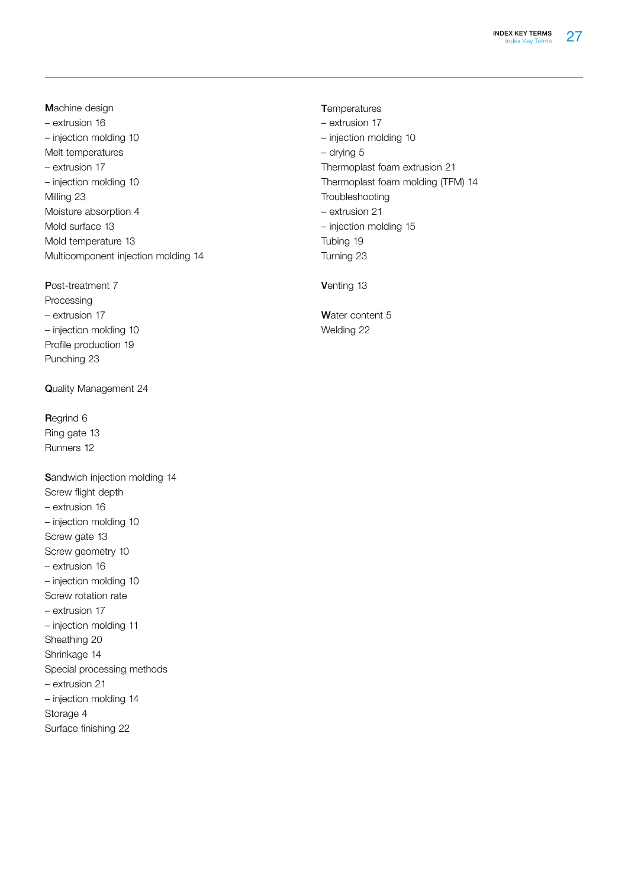**M**achine design
– extrusion 16
– injection molding 10
Melt temperatures
– extrusion 17
– injection molding 10
Milling 23
Moisture absorption 4
Mold surface 13
Mold temperature 13
Multicomponent injection molding 14

**P**ost-treatment 7
Processing
– extrusion 17
– injection molding 10
Profile production 19
Punching 23

**Q**uality Management 24

**R**egrind 6
Ring gate 13
Runners 12

**S**andwich injection molding 14
Screw flight depth
– extrusion 16
– injection molding 10
Screw gate 13
Screw geometry 10
– extrusion 16
– injection molding 10
Screw rotation rate
– extrusion 17
– injection molding 11
Sheathing 20
Shrinkage 14
Special processing methods
– extrusion 21
– injection molding 14
Storage 4
Surface finishing 22

**T**emperatures
– extrusion 17
– injection molding 10
– drying 5
Thermoplast foam extrusion 21
Thermoplast foam molding (TFM) 14
Troubleshooting
– extrusion 21
– injection molding 15
Tubing 19
Turning 23

**V**enting 13

**W**ater content 5
Welding 22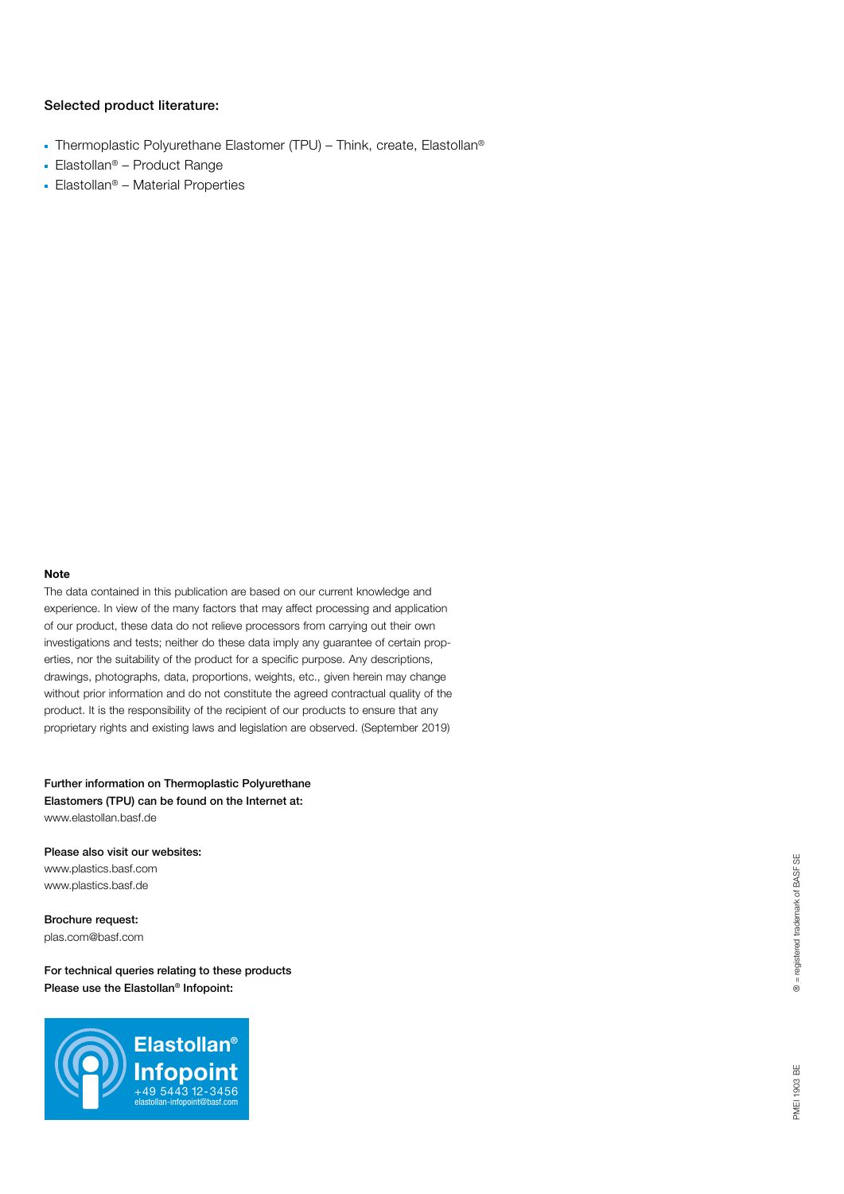**Selected product literature:**

- Thermoplastic Polyurethane Elastomer (TPU) – Think, create, Elastollan®
- Elastollan® – Product Range
- Elastollan® – Material Properties

**Note**

The data contained in this publication are based on our current knowledge and experience. In view of the many factors that may affect processing and application of our product, these data do not relieve processors from carrying out their own investigations and tests; neither do these data imply any guarantee of certain properties, nor the suitability of the product for a specific purpose. Any descriptions, drawings, photographs, data, proportions, weights, etc., given herein may change without prior information and do not constitute the agreed contractual quality of the product. It is the responsibility of the recipient of our products to ensure that any proprietary rights and existing laws and legislation are observed. (September 2019)

**Further information on Thermoplastic Polyurethane Elastomers (TPU) can be found on the Internet at:**
www.elastollan.basf.de

**Please also visit our websites:**
www.plastics.basf.com
www.plastics.basf.de

**Brochure request:**
plas.com@basf.com

**For technical queries relating to these products Please use the Elastollan® Infopoint:**

Elastollan®
Infopoint
+49 5443 12-3456
elastollan-infopoint@basf.com

® = registered trademark of BASF SE

PMEI 1903 BE